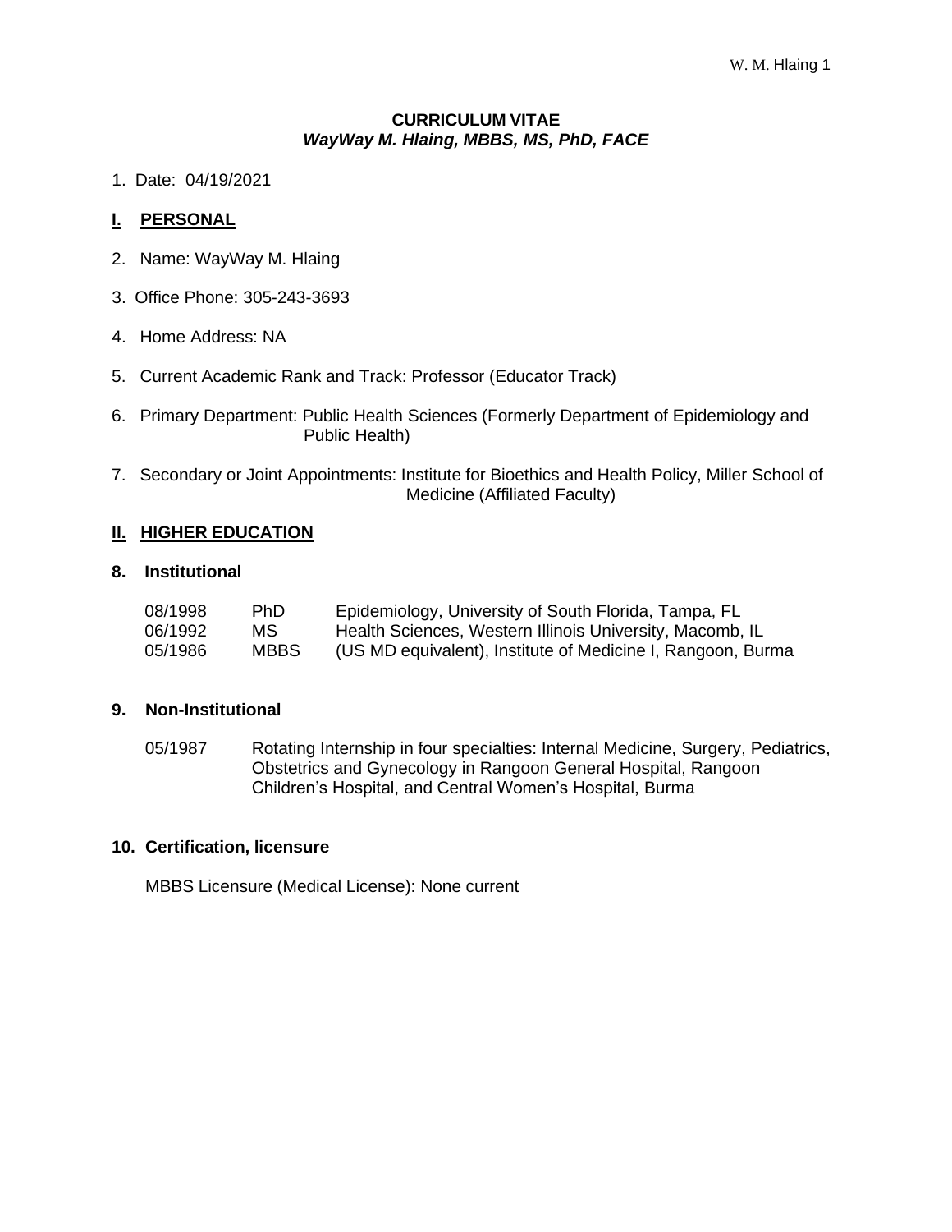**CURRICULUM VITAE**
***WayWay M. Hlaing, MBBS, MS, PhD, FACE***

1. Date: 04/19/2021

## I. PERSONAL

2. Name: WayWay M. Hlaing

3. Office Phone: 305-243-3693

4. Home Address: NA

5. Current Academic Rank and Track: Professor (Educator Track)

6. Primary Department: Public Health Sciences (Formerly Department of Epidemiology and Public Health)

7. Secondary or Joint Appointments: Institute for Bioethics and Health Policy, Miller School of Medicine (Affiliated Faculty)

## II. HIGHER EDUCATION

### 8. Institutional

| | | |
|---|---|---|
| 08/1998 | PhD | Epidemiology, University of South Florida, Tampa, FL |
| 06/1992 | MS | Health Sciences, Western Illinois University, Macomb, IL |
| 05/1986 | MBBS | (US MD equivalent), Institute of Medicine I, Rangoon, Burma |

### 9. Non-Institutional

05/1987 Rotating Internship in four specialties: Internal Medicine, Surgery, Pediatrics, Obstetrics and Gynecology in Rangoon General Hospital, Rangoon Children's Hospital, and Central Women's Hospital, Burma

### 10. Certification, licensure

MBBS Licensure (Medical License): None current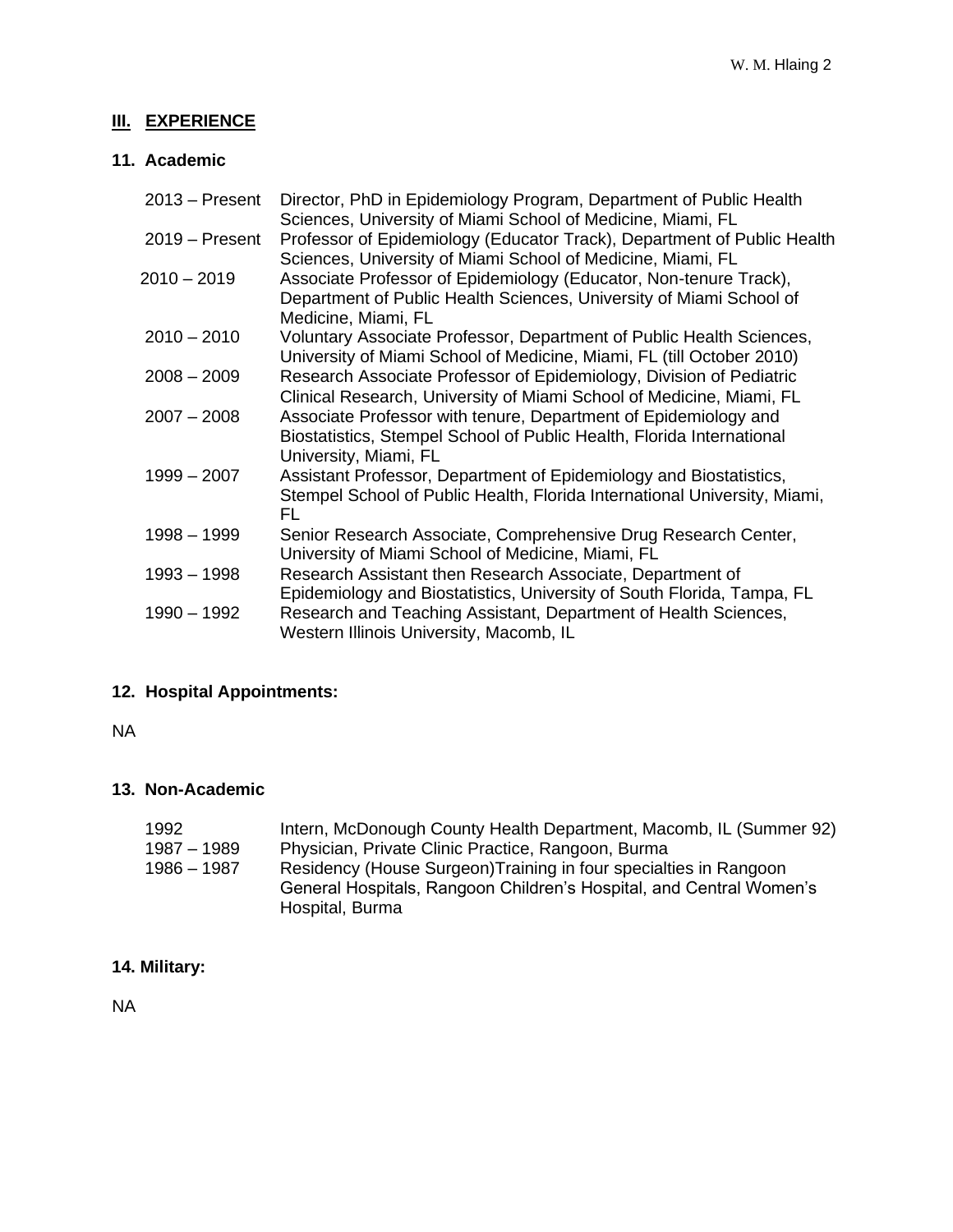## III. EXPERIENCE

### 11. Academic

| | |
|---|---|
| 2013 – Present | Director, PhD in Epidemiology Program, Department of Public Health Sciences, University of Miami School of Medicine, Miami, FL |
| 2019 – Present | Professor of Epidemiology (Educator Track), Department of Public Health Sciences, University of Miami School of Medicine, Miami, FL |
| 2010 – 2019 | Associate Professor of Epidemiology (Educator, Non-tenure Track), Department of Public Health Sciences, University of Miami School of Medicine, Miami, FL |
| 2010 – 2010 | Voluntary Associate Professor, Department of Public Health Sciences, University of Miami School of Medicine, Miami, FL (till October 2010) |
| 2008 – 2009 | Research Associate Professor of Epidemiology, Division of Pediatric Clinical Research, University of Miami School of Medicine, Miami, FL |
| 2007 – 2008 | Associate Professor with tenure, Department of Epidemiology and Biostatistics, Stempel School of Public Health, Florida International University, Miami, FL |
| 1999 – 2007 | Assistant Professor, Department of Epidemiology and Biostatistics, Stempel School of Public Health, Florida International University, Miami, FL |
| 1998 – 1999 | Senior Research Associate, Comprehensive Drug Research Center, University of Miami School of Medicine, Miami, FL |
| 1993 – 1998 | Research Assistant then Research Associate, Department of Epidemiology and Biostatistics, University of South Florida, Tampa, FL |
| 1990 – 1992 | Research and Teaching Assistant, Department of Health Sciences, Western Illinois University, Macomb, IL |

### 12. Hospital Appointments:

NA

### 13. Non-Academic

| | |
|---|---|
| 1992 | Intern, McDonough County Health Department, Macomb, IL (Summer 92) |
| 1987 – 1989 | Physician, Private Clinic Practice, Rangoon, Burma |
| 1986 – 1987 | Residency (House Surgeon)Training in four specialties in Rangoon General Hospitals, Rangoon Children's Hospital, and Central Women's Hospital, Burma |

### 14. Military:

NA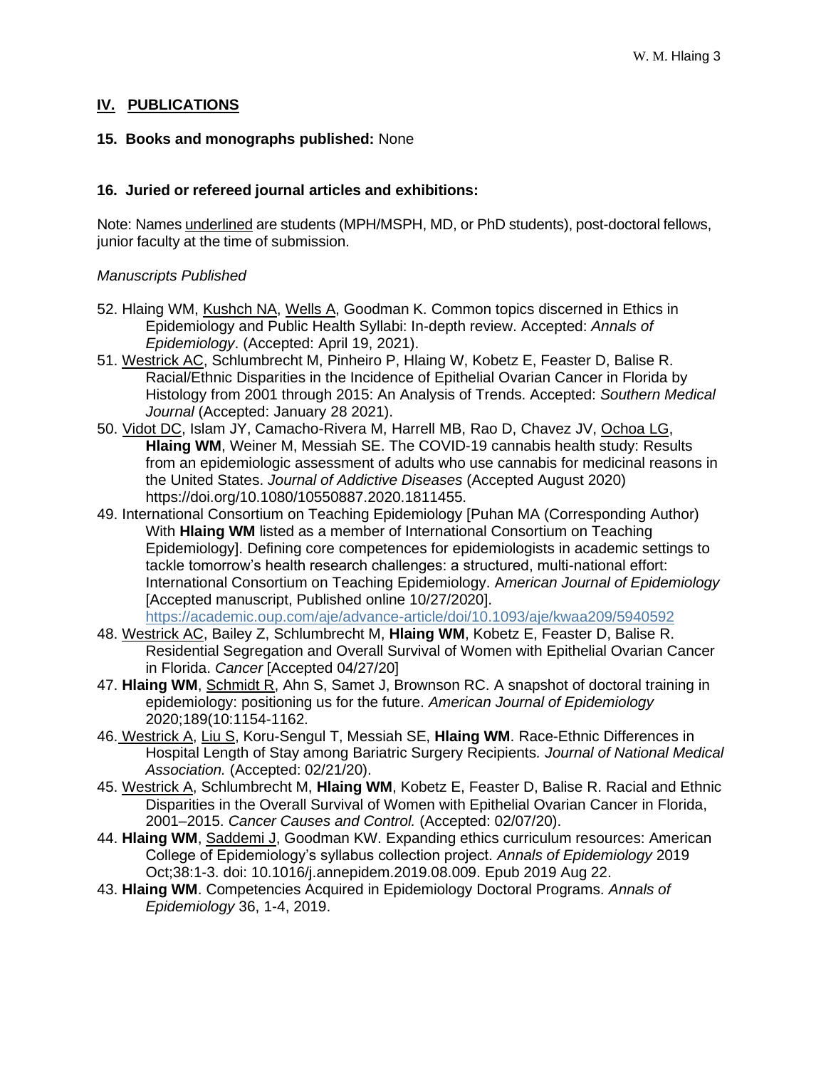## IV. PUBLICATIONS

### 15. Books and monographs published: None

### 16. Juried or refereed journal articles and exhibitions:

Note: Names <u>underlined</u> are students (MPH/MSPH, MD, or PhD students), post-doctoral fellows, junior faculty at the time of submission.

*Manuscripts Published*

52. Hlaing WM, <u>Kushch NA</u>, <u>Wells A</u>, Goodman K. Common topics discerned in Ethics in Epidemiology and Public Health Syllabi: In-depth review. Accepted: *Annals of Epidemiology*. (Accepted: April 19, 2021).
51. <u>Westrick AC</u>, Schlumbrecht M, Pinheiro P, Hlaing W, Kobetz E, Feaster D, Balise R. Racial/Ethnic Disparities in the Incidence of Epithelial Ovarian Cancer in Florida by Histology from 2001 through 2015: An Analysis of Trends. Accepted: *Southern Medical Journal* (Accepted: January 28 2021).
50. <u>Vidot DC</u>, Islam JY, Camacho-Rivera M, Harrell MB, Rao D, Chavez JV, <u>Ochoa LG</u>, **Hlaing WM**, Weiner M, Messiah SE. The COVID-19 cannabis health study: Results from an epidemiologic assessment of adults who use cannabis for medicinal reasons in the United States. *Journal of Addictive Diseases* (Accepted August 2020) https://doi.org/10.1080/10550887.2020.1811455.
49. International Consortium on Teaching Epidemiology [Puhan MA (Corresponding Author) With **Hlaing WM** listed as a member of International Consortium on Teaching Epidemiology]. Defining core competences for epidemiologists in academic settings to tackle tomorrow's health research challenges: a structured, multi-national effort: International Consortium on Teaching Epidemiology. *American Journal of Epidemiology* [Accepted manuscript, Published online 10/27/2020]. https://academic.oup.com/aje/advance-article/doi/10.1093/aje/kwaa209/5940592
48. <u>Westrick AC</u>, Bailey Z, Schlumbrecht M, **Hlaing WM**, Kobetz E, Feaster D, Balise R. Residential Segregation and Overall Survival of Women with Epithelial Ovarian Cancer in Florida. *Cancer* [Accepted 04/27/20]
47. **Hlaing WM**, <u>Schmidt R</u>, Ahn S, Samet J, Brownson RC. A snapshot of doctoral training in epidemiology: positioning us for the future. *American Journal of Epidemiology* 2020;189(10:1154-1162.
46. <u>Westrick A</u>, <u>Liu S</u>, Koru-Sengul T, Messiah SE, **Hlaing WM**. Race-Ethnic Differences in Hospital Length of Stay among Bariatric Surgery Recipients. *Journal of National Medical Association.* (Accepted: 02/21/20).
45. <u>Westrick A</u>, Schlumbrecht M, **Hlaing WM**, Kobetz E, Feaster D, Balise R. Racial and Ethnic Disparities in the Overall Survival of Women with Epithelial Ovarian Cancer in Florida, 2001–2015. *Cancer Causes and Control.* (Accepted: 02/07/20).
44. **Hlaing WM**, <u>Saddemi J</u>, Goodman KW. Expanding ethics curriculum resources: American College of Epidemiology's syllabus collection project. *Annals of Epidemiology* 2019 Oct;38:1-3. doi: 10.1016/j.annepidem.2019.08.009. Epub 2019 Aug 22.
43. **Hlaing WM**. Competencies Acquired in Epidemiology Doctoral Programs. *Annals of Epidemiology* 36, 1-4, 2019.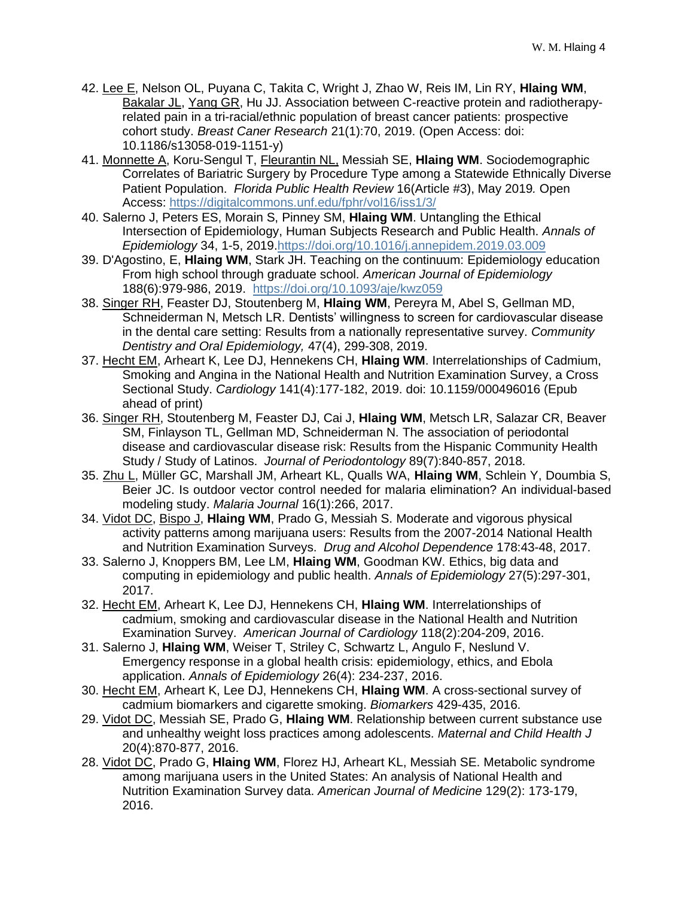42. <u>Lee E</u>, Nelson OL, Puyana C, Takita C, Wright J, Zhao W, Reis IM, Lin RY, **Hlaing WM**, <u>Bakalar JL</u>, <u>Yang GR</u>, Hu JJ. Association between C-reactive protein and radiotherapy-related pain in a tri-racial/ethnic population of breast cancer patients: prospective cohort study. *Breast Caner Research* 21(1):70, 2019. (Open Access: doi: 10.1186/s13058-019-1151-y)

41. <u>Monnette A</u>, Koru-Sengul T, <u>Fleurantin NL,</u> Messiah SE, **Hlaing WM**. Sociodemographic Correlates of Bariatric Surgery by Procedure Type among a Statewide Ethnically Diverse Patient Population. *Florida Public Health Review* 16(Article #3), May 2019. Open Access: https://digitalcommons.unf.edu/fphr/vol16/iss1/3/

40. Salerno J, Peters ES, Morain S, Pinney SM, **Hlaing WM**. Untangling the Ethical Intersection of Epidemiology, Human Subjects Research and Public Health. *Annals of Epidemiology* 34, 1-5, 2019.https://doi.org/10.1016/j.annepidem.2019.03.009

39. D'Agostino, E, **Hlaing WM**, Stark JH. Teaching on the continuum: Epidemiology education From high school through graduate school. *American Journal of Epidemiology* 188(6):979-986, 2019. https://doi.org/10.1093/aje/kwz059

38. <u>Singer RH</u>, Feaster DJ, Stoutenberg M, **Hlaing WM**, Pereyra M, Abel S, Gellman MD, Schneiderman N, Metsch LR. Dentists' willingness to screen for cardiovascular disease in the dental care setting: Results from a nationally representative survey. *Community Dentistry and Oral Epidemiology,* 47(4), 299-308, 2019.

37. <u>Hecht EM</u>, Arheart K, Lee DJ, Hennekens CH, **Hlaing WM**. Interrelationships of Cadmium, Smoking and Angina in the National Health and Nutrition Examination Survey, a Cross Sectional Study. *Cardiology* 141(4):177-182, 2019. doi: 10.1159/000496016 (Epub ahead of print)

36. <u>Singer RH</u>, Stoutenberg M, Feaster DJ, Cai J, **Hlaing WM**, Metsch LR, Salazar CR, Beaver SM, Finlayson TL, Gellman MD, Schneiderman N. The association of periodontal disease and cardiovascular disease risk: Results from the Hispanic Community Health Study / Study of Latinos. *Journal of Periodontology* 89(7):840-857, 2018.

35. <u>Zhu L</u>, Müller GC, Marshall JM, Arheart KL, Qualls WA, **Hlaing WM**, Schlein Y, Doumbia S, Beier JC. Is outdoor vector control needed for malaria elimination? An individual-based modeling study. *Malaria Journal* 16(1):266, 2017.

34. <u>Vidot DC</u>, <u>Bispo J</u>, **Hlaing WM**, Prado G, Messiah S. Moderate and vigorous physical activity patterns among marijuana users: Results from the 2007-2014 National Health and Nutrition Examination Surveys. *Drug and Alcohol Dependence* 178:43-48, 2017.

33. Salerno J, Knoppers BM, Lee LM, **Hlaing WM**, Goodman KW. Ethics, big data and computing in epidemiology and public health. *Annals of Epidemiology* 27(5):297-301, 2017.

32. <u>Hecht EM</u>, Arheart K, Lee DJ, Hennekens CH, **Hlaing WM**. Interrelationships of cadmium, smoking and cardiovascular disease in the National Health and Nutrition Examination Survey. *American Journal of Cardiology* 118(2):204-209, 2016.

31. Salerno J, **Hlaing WM**, Weiser T, Striley C, Schwartz L, Angulo F, Neslund V. Emergency response in a global health crisis: epidemiology, ethics, and Ebola application. *Annals of Epidemiology* 26(4): 234-237, 2016.

30. <u>Hecht EM</u>, Arheart K, Lee DJ, Hennekens CH, **Hlaing WM**. A cross-sectional survey of cadmium biomarkers and cigarette smoking. *Biomarkers* 429-435, 2016.

29. <u>Vidot DC</u>, Messiah SE, Prado G, **Hlaing WM**. Relationship between current substance use and unhealthy weight loss practices among adolescents. *Maternal and Child Health J* 20(4):870-877, 2016.

28. <u>Vidot DC</u>, Prado G, **Hlaing WM**, Florez HJ, Arheart KL, Messiah SE. Metabolic syndrome among marijuana users in the United States: An analysis of National Health and Nutrition Examination Survey data. *American Journal of Medicine* 129(2): 173-179, 2016.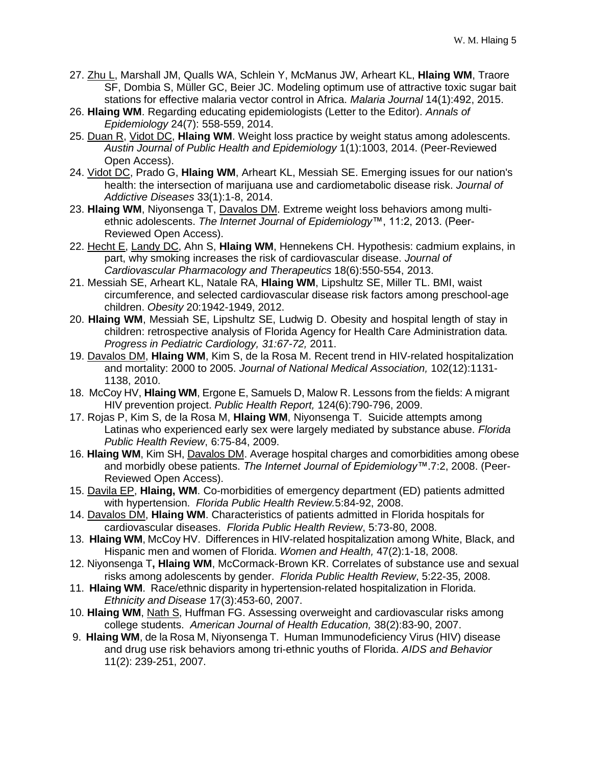27. <u>Zhu L</u>, Marshall JM, Qualls WA, Schlein Y, McManus JW, Arheart KL, **Hlaing WM**, Traore SF, Dombia S, Müller GC, Beier JC. Modeling optimum use of attractive toxic sugar bait stations for effective malaria vector control in Africa. *Malaria Journal* 14(1):492, 2015.
26. **Hlaing WM**. Regarding educating epidemiologists (Letter to the Editor). *Annals of Epidemiology* 24(7): 558-559, 2014.
25. <u>Duan R</u>, <u>Vidot DC</u>, **Hlaing WM**. Weight loss practice by weight status among adolescents. *Austin Journal of Public Health and Epidemiology* 1(1):1003, 2014. (Peer-Reviewed Open Access).
24. <u>Vidot DC</u>, Prado G, **Hlaing WM**, Arheart KL, Messiah SE. Emerging issues for our nation's health: the intersection of marijuana use and cardiometabolic disease risk. *Journal of Addictive Diseases* 33(1):1-8, 2014.
23. **Hlaing WM**, Niyonsenga T, <u>Davalos DM</u>. Extreme weight loss behaviors among multi-ethnic adolescents. *The Internet Journal of Epidemiology*™, 11:2, 2013. (Peer-Reviewed Open Access).
22. <u>Hecht E</u>, <u>Landy DC</u>, Ahn S, **Hlaing WM**, Hennekens CH. Hypothesis: cadmium explains, in part, why smoking increases the risk of cardiovascular disease. *Journal of Cardiovascular Pharmacology and Therapeutics* 18(6):550-554, 2013.
21. Messiah SE, Arheart KL, Natale RA, **Hlaing WM**, Lipshultz SE, Miller TL. BMI, waist circumference, and selected cardiovascular disease risk factors among preschool-age children. *Obesity* 20:1942-1949, 2012.
20. **Hlaing WM**, Messiah SE, Lipshultz SE, Ludwig D. Obesity and hospital length of stay in children: retrospective analysis of Florida Agency for Health Care Administration data. *Progress in Pediatric Cardiology, 31:67-72,* 2011.
19. <u>Davalos DM</u>, **Hlaing WM**, Kim S, de la Rosa M. Recent trend in HIV-related hospitalization and mortality: 2000 to 2005. *Journal of National Medical Association,* 102(12):1131-1138, 2010.
18. McCoy HV, **Hlaing WM**, Ergone E, Samuels D, Malow R. Lessons from the fields: A migrant HIV prevention project. *Public Health Report,* 124(6):790-796, 2009.
17. Rojas P, Kim S, de la Rosa M, **Hlaing WM**, Niyonsenga T. Suicide attempts among Latinas who experienced early sex were largely mediated by substance abuse. *Florida Public Health Review*, 6:75-84, 2009.
16. **Hlaing WM**, Kim SH, <u>Davalos DM</u>. Average hospital charges and comorbidities among obese and morbidly obese patients. *The Internet Journal of Epidemiology*™.7:2, 2008. (Peer-Reviewed Open Access).
15. <u>Davila EP</u>, **Hlaing, WM**. Co-morbidities of emergency department (ED) patients admitted with hypertension. *Florida Public Health Review.*5:84-92, 2008.
14. <u>Davalos DM</u>, **Hlaing WM**. Characteristics of patients admitted in Florida hospitals for cardiovascular diseases. *Florida Public Health Review*, 5:73-80, 2008.
13. **Hlaing WM**, McCoy HV. Differences in HIV-related hospitalization among White, Black, and Hispanic men and women of Florida. *Women and Health,* 47(2):1-18, 2008.
12. Niyonsenga T**, Hlaing WM**, McCormack-Brown KR. Correlates of substance use and sexual risks among adolescents by gender. *Florida Public Health Review*, 5:22-35, 2008.
11. **Hlaing WM**. Race/ethnic disparity in hypertension-related hospitalization in Florida. *Ethnicity and Disease* 17(3):453-60, 2007.
10. **Hlaing WM**, <u>Nath S</u>, Huffman FG. Assessing overweight and cardiovascular risks among college students. *American Journal of Health Education,* 38(2):83-90, 2007.
9. **Hlaing WM**, de la Rosa M, Niyonsenga T. Human Immunodeficiency Virus (HIV) disease and drug use risk behaviors among tri-ethnic youths of Florida. *AIDS and Behavior* 11(2): 239-251, 2007.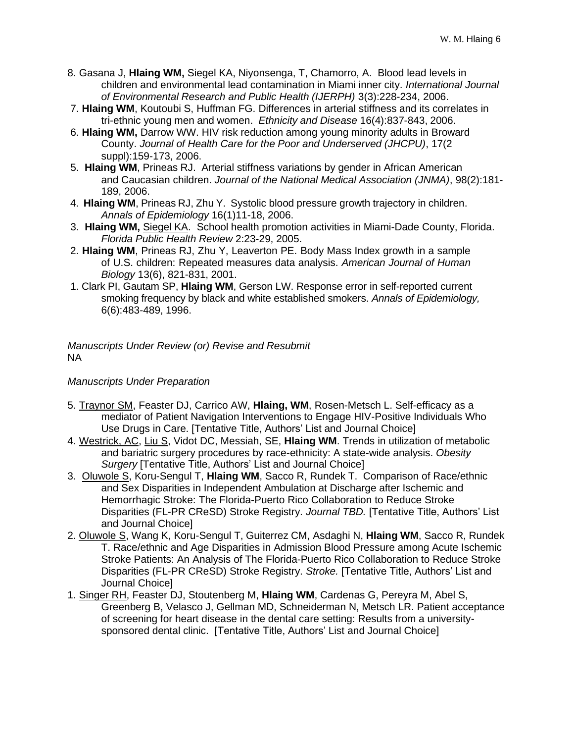8. Gasana J, **Hlaing WM,** <u>Siegel KA</u>, Niyonsenga, T, Chamorro, A. Blood lead levels in children and environmental lead contamination in Miami inner city. *International Journal of Environmental Research and Public Health (IJERPH)* 3(3):228-234, 2006.

7. **Hlaing WM**, Koutoubi S, Huffman FG. Differences in arterial stiffness and its correlates in tri-ethnic young men and women. *Ethnicity and Disease* 16(4):837-843, 2006.

6. **Hlaing WM,** Darrow WW. HIV risk reduction among young minority adults in Broward County. *Journal of Health Care for the Poor and Underserved (JHCPU)*, 17(2 suppl):159-173, 2006.

5. **Hlaing WM**, Prineas RJ. Arterial stiffness variations by gender in African American and Caucasian children. *Journal of the National Medical Association (JNMA)*, 98(2):181-189, 2006.

4. **Hlaing WM**, Prineas RJ, Zhu Y. Systolic blood pressure growth trajectory in children. *Annals of Epidemiology* 16(1)11-18, 2006.

3. **Hlaing WM,** <u>Siegel KA</u>. School health promotion activities in Miami-Dade County, Florida. *Florida Public Health Review* 2:23-29, 2005.

2. **Hlaing WM**, Prineas RJ, Zhu Y, Leaverton PE. Body Mass Index growth in a sample of U.S. children: Repeated measures data analysis. *American Journal of Human Biology* 13(6), 821-831, 2001.

1. Clark PI, Gautam SP, **Hlaing WM**, Gerson LW. Response error in self-reported current smoking frequency by black and white established smokers. *Annals of Epidemiology,* 6(6):483-489, 1996.

*Manuscripts Under Review (or) Revise and Resubmit*

NA

*Manuscripts Under Preparation*

5. <u>Traynor SM</u>, Feaster DJ, Carrico AW, **Hlaing, WM**, Rosen-Metsch L. Self-efficacy as a mediator of Patient Navigation Interventions to Engage HIV-Positive Individuals Who Use Drugs in Care. [Tentative Title, Authors' List and Journal Choice]

4. <u>Westrick, AC</u>, <u>Liu S</u>, Vidot DC, Messiah, SE, **Hlaing WM**. Trends in utilization of metabolic and bariatric surgery procedures by race-ethnicity: A state-wide analysis. *Obesity Surgery* [Tentative Title, Authors' List and Journal Choice]

3. <u>Oluwole S</u>, Koru-Sengul T, **Hlaing WM**, Sacco R, Rundek T. Comparison of Race/ethnic and Sex Disparities in Independent Ambulation at Discharge after Ischemic and Hemorrhagic Stroke: The Florida-Puerto Rico Collaboration to Reduce Stroke Disparities (FL-PR CReSD) Stroke Registry. *Journal TBD.* [Tentative Title, Authors' List and Journal Choice]

2. <u>Oluwole S</u>, Wang K, Koru-Sengul T, Guiterrez CM, Asdaghi N, **Hlaing WM**, Sacco R, Rundek T. Race/ethnic and Age Disparities in Admission Blood Pressure among Acute Ischemic Stroke Patients: An Analysis of The Florida-Puerto Rico Collaboration to Reduce Stroke Disparities (FL-PR CReSD) Stroke Registry. *Stroke.* [Tentative Title, Authors' List and Journal Choice]

1. <u>Singer RH</u>, Feaster DJ, Stoutenberg M, **Hlaing WM**, Cardenas G, Pereyra M, Abel S, Greenberg B, Velasco J, Gellman MD, Schneiderman N, Metsch LR. Patient acceptance of screening for heart disease in the dental care setting: Results from a university-sponsored dental clinic. [Tentative Title, Authors' List and Journal Choice]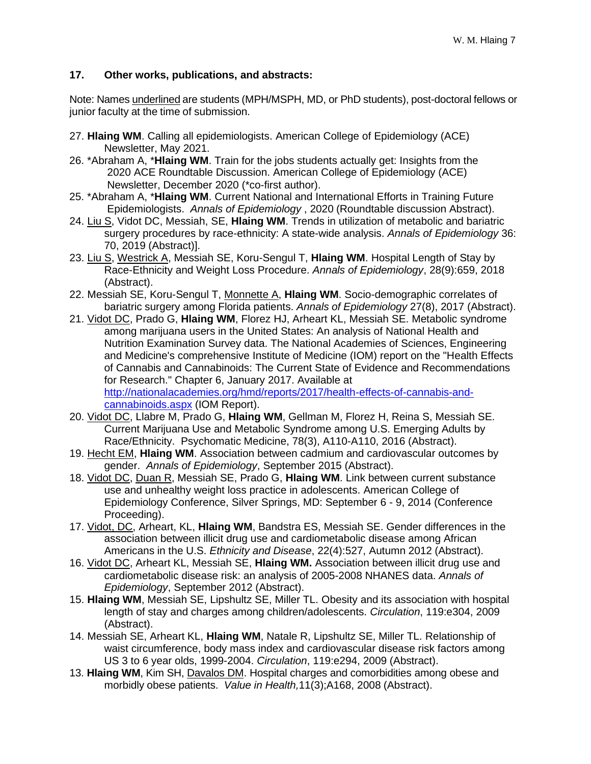**17. Other works, publications, and abstracts:**

Note: Names <u>underlined</u> are students (MPH/MSPH, MD, or PhD students), post-doctoral fellows or junior faculty at the time of submission.

27. **Hlaing WM**. Calling all epidemiologists. American College of Epidemiology (ACE) Newsletter, May 2021.
26. *Abraham A, ***Hlaing WM**. Train for the jobs students actually get: Insights from the 2020 ACE Roundtable Discussion. American College of Epidemiology (ACE) Newsletter, December 2020 (*co-first author).
25. *Abraham A, ***Hlaing WM**. Current National and International Efforts in Training Future Epidemiologists. *Annals of Epidemiology* , 2020 (Roundtable discussion Abstract).
24. <u>Liu S</u>, Vidot DC, Messiah, SE, **Hlaing WM**. Trends in utilization of metabolic and bariatric surgery procedures by race-ethnicity: A state-wide analysis. *Annals of Epidemiology* 36: 70, 2019 (Abstract)].
23. <u>Liu S</u>, <u>Westrick A</u>, Messiah SE, Koru-Sengul T, **Hlaing WM**. Hospital Length of Stay by Race-Ethnicity and Weight Loss Procedure. *Annals of Epidemiology*, 28(9):659, 2018 (Abstract).
22. Messiah SE, Koru-Sengul T, <u>Monnette A</u>, **Hlaing WM**. Socio-demographic correlates of bariatric surgery among Florida patients. *Annals of Epidemiology* 27(8), 2017 (Abstract).
21. <u>Vidot DC</u>, Prado G, **Hlaing WM**, Florez HJ, Arheart KL, Messiah SE. Metabolic syndrome among marijuana users in the United States: An analysis of National Health and Nutrition Examination Survey data. The National Academies of Sciences, Engineering and Medicine's comprehensive Institute of Medicine (IOM) report on the "Health Effects of Cannabis and Cannabinoids: The Current State of Evidence and Recommendations for Research." Chapter 6, January 2017. Available at [http://nationalacademies.org/hmd/reports/2017/health-effects-of-cannabis-and-cannabinoids.aspx](http://nationalacademies.org/hmd/reports/2017/health-effects-of-cannabis-and-cannabinoids.aspx) (IOM Report).
20. <u>Vidot DC</u>, Llabre M, Prado G, **Hlaing WM**, Gellman M, Florez H, Reina S, Messiah SE. Current Marijuana Use and Metabolic Syndrome among U.S. Emerging Adults by Race/Ethnicity. Psychomatic Medicine, 78(3), A110-A110, 2016 (Abstract).
19. <u>Hecht EM</u>, **Hlaing WM**. Association between cadmium and cardiovascular outcomes by gender. *Annals of Epidemiology*, September 2015 (Abstract).
18. <u>Vidot DC</u>, <u>Duan R</u>, Messiah SE, Prado G, **Hlaing WM**. Link between current substance use and unhealthy weight loss practice in adolescents. American College of Epidemiology Conference, Silver Springs, MD: September 6 - 9, 2014 (Conference Proceeding).
17. <u>Vidot, DC</u>, Arheart, KL, **Hlaing WM**, Bandstra ES, Messiah SE. Gender differences in the association between illicit drug use and cardiometabolic disease among African Americans in the U.S. *Ethnicity and Disease*, 22(4):527, Autumn 2012 (Abstract).
16. <u>Vidot DC</u>, Arheart KL, Messiah SE, **Hlaing WM.** Association between illicit drug use and cardiometabolic disease risk: an analysis of 2005-2008 NHANES data. *Annals of Epidemiology*, September 2012 (Abstract).
15. **Hlaing WM**, Messiah SE, Lipshultz SE, Miller TL. Obesity and its association with hospital length of stay and charges among children/adolescents. *Circulation*, 119:e304, 2009 (Abstract).
14. Messiah SE, Arheart KL, **Hlaing WM**, Natale R, Lipshultz SE, Miller TL. Relationship of waist circumference, body mass index and cardiovascular disease risk factors among US 3 to 6 year olds, 1999-2004. *Circulation*, 119:e294, 2009 (Abstract).
13. **Hlaing WM**, Kim SH, <u>Davalos DM</u>. Hospital charges and comorbidities among obese and morbidly obese patients. *Value in Health,*11(3);A168, 2008 (Abstract).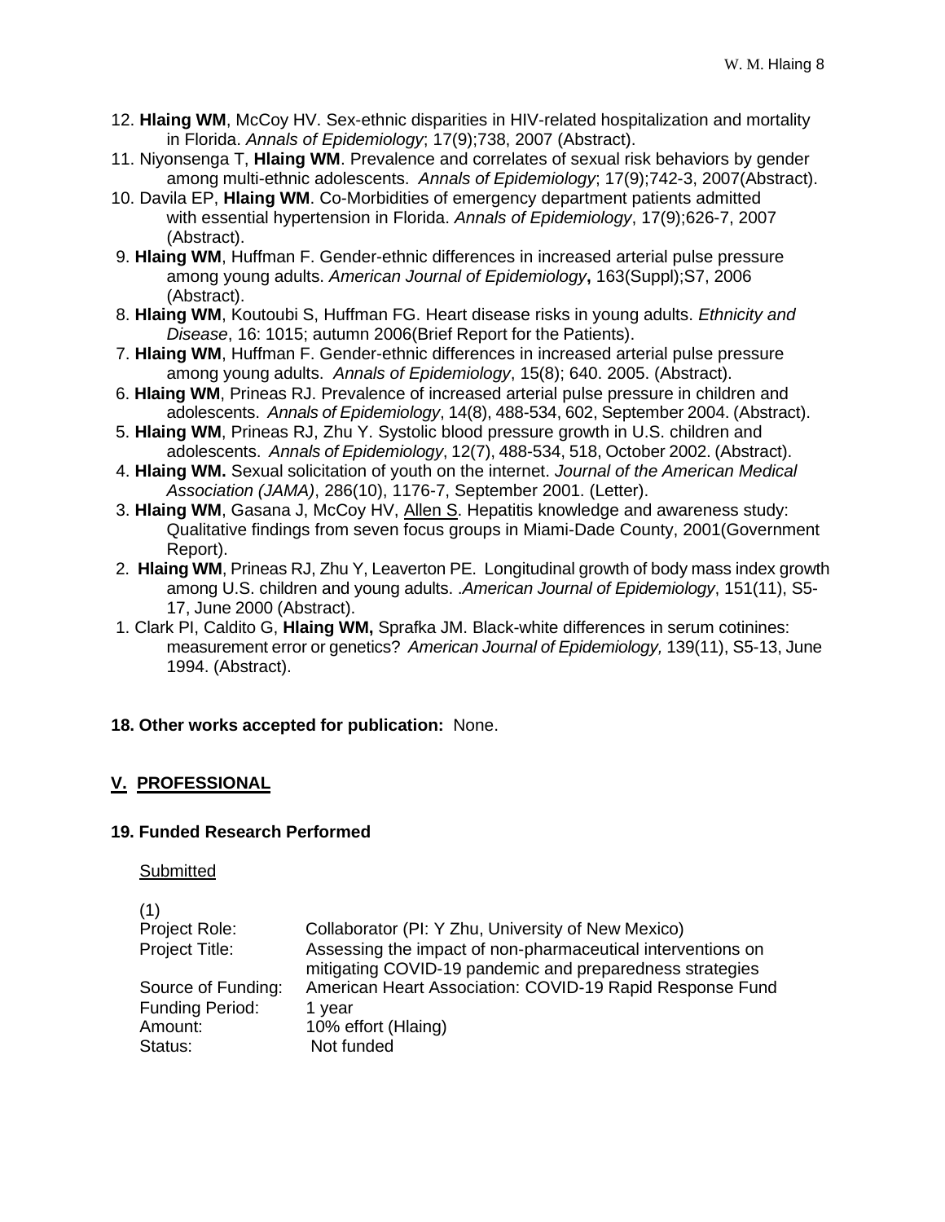12. **Hlaing WM**, McCoy HV. Sex-ethnic disparities in HIV-related hospitalization and mortality in Florida. *Annals of Epidemiology*; 17(9);738, 2007 (Abstract).
11. Niyonsenga T, **Hlaing WM**. Prevalence and correlates of sexual risk behaviors by gender among multi-ethnic adolescents. *Annals of Epidemiology*; 17(9);742-3, 2007(Abstract).
10. Davila EP, **Hlaing WM**. Co-Morbidities of emergency department patients admitted with essential hypertension in Florida. *Annals of Epidemiology*, 17(9);626-7, 2007 (Abstract).
9. **Hlaing WM**, Huffman F. Gender-ethnic differences in increased arterial pulse pressure among young adults. *American Journal of Epidemiology***,** 163(Suppl);S7, 2006 (Abstract).
8. **Hlaing WM**, Koutoubi S, Huffman FG. Heart disease risks in young adults. *Ethnicity and Disease*, 16: 1015; autumn 2006(Brief Report for the Patients).
7. **Hlaing WM**, Huffman F. Gender-ethnic differences in increased arterial pulse pressure among young adults. *Annals of Epidemiology*, 15(8); 640. 2005. (Abstract).
6. **Hlaing WM**, Prineas RJ. Prevalence of increased arterial pulse pressure in children and adolescents. *Annals of Epidemiology*, 14(8), 488-534, 602, September 2004. (Abstract).
5. **Hlaing WM**, Prineas RJ, Zhu Y. Systolic blood pressure growth in U.S. children and adolescents. *Annals of Epidemiology*, 12(7), 488-534, 518, October 2002. (Abstract).
4. **Hlaing WM.** Sexual solicitation of youth on the internet. *Journal of the American Medical Association (JAMA)*, 286(10), 1176-7, September 2001. (Letter).
3. **Hlaing WM**, Gasana J, McCoy HV, <u>Allen S</u>. Hepatitis knowledge and awareness study: Qualitative findings from seven focus groups in Miami-Dade County, 2001(Government Report).
2. **Hlaing WM**, Prineas RJ, Zhu Y, Leaverton PE. Longitudinal growth of body mass index growth among U.S. children and young adults. .*American Journal of Epidemiology*, 151(11), S5-17, June 2000 (Abstract).
1. Clark PI, Caldito G, **Hlaing WM,** Sprafka JM. Black-white differences in serum cotinines: measurement error or genetics? *American Journal of Epidemiology,* 139(11), S5-13, June 1994. (Abstract).

**18. Other works accepted for publication:** None.

## <u>V. PROFESSIONAL</u>

**19. Funded Research Performed**

<u>Submitted</u>

(1)

| | |
|---|---|
| Project Role: | Collaborator (PI: Y Zhu, University of New Mexico) |
| Project Title: | Assessing the impact of non-pharmaceutical interventions on mitigating COVID-19 pandemic and preparedness strategies |
| Source of Funding: | American Heart Association: COVID-19 Rapid Response Fund |
| Funding Period: | 1 year |
| Amount: | 10% effort (Hlaing) |
| Status: | Not funded |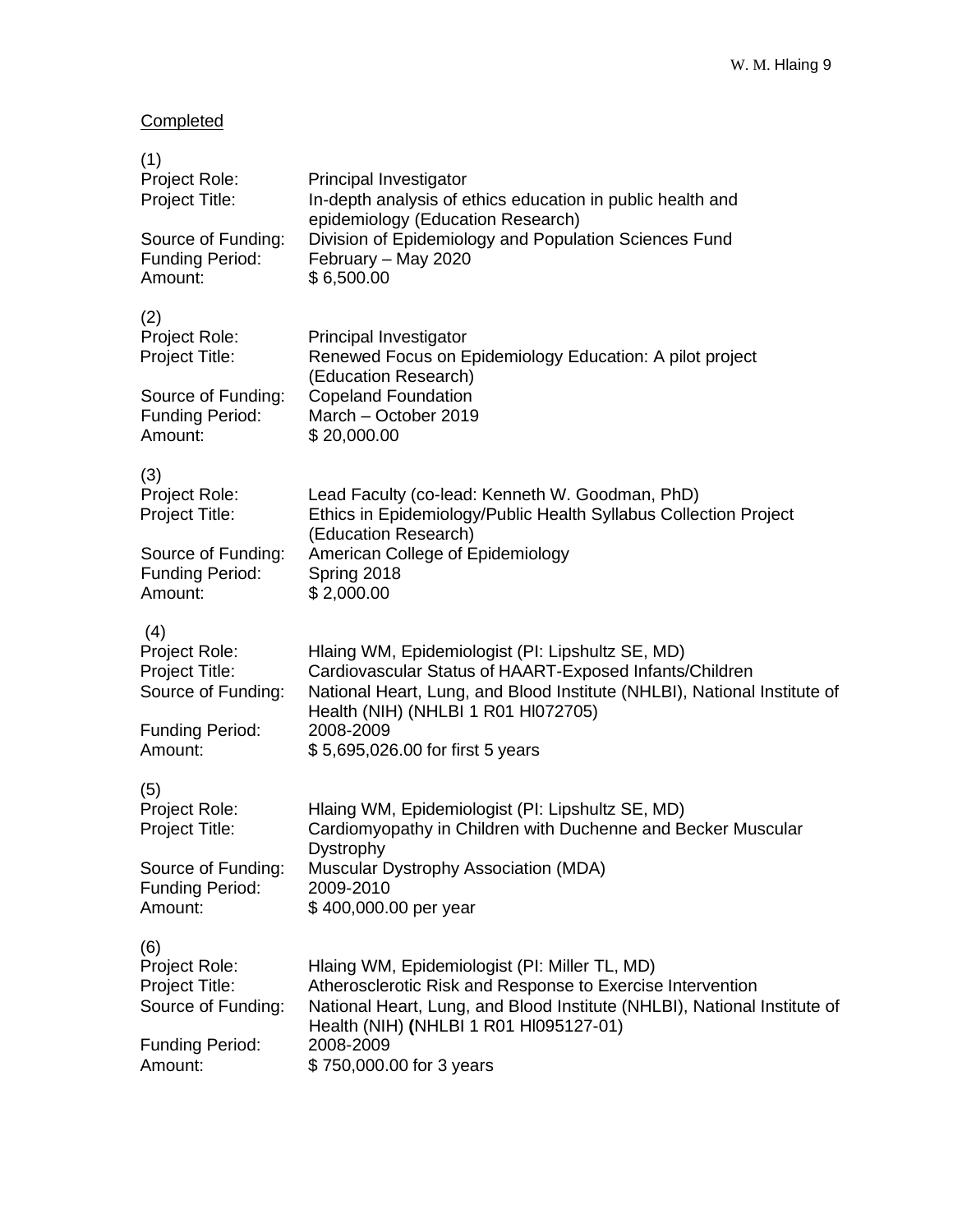<u>Completed</u>

(1)
Project Role: Principal Investigator
Project Title: In-depth analysis of ethics education in public health and epidemiology (Education Research)
Source of Funding: Division of Epidemiology and Population Sciences Fund
Funding Period: February – May 2020
Amount: $ 6,500.00

(2)
Project Role: Principal Investigator
Project Title: Renewed Focus on Epidemiology Education: A pilot project (Education Research)
Source of Funding: Copeland Foundation
Funding Period: March – October 2019
Amount: $ 20,000.00

(3)
Project Role: Lead Faculty (co-lead: Kenneth W. Goodman, PhD)
Project Title: Ethics in Epidemiology/Public Health Syllabus Collection Project (Education Research)
Source of Funding: American College of Epidemiology
Funding Period: Spring 2018
Amount: $ 2,000.00

(4)
Project Role: Hlaing WM, Epidemiologist (PI: Lipshultz SE, MD)
Project Title: Cardiovascular Status of HAART-Exposed Infants/Children
Source of Funding: National Heart, Lung, and Blood Institute (NHLBI), National Institute of Health (NIH) (NHLBI 1 R01 Hl072705)
Funding Period: 2008-2009
Amount: $ 5,695,026.00 for first 5 years

(5)
Project Role: Hlaing WM, Epidemiologist (PI: Lipshultz SE, MD)
Project Title: Cardiomyopathy in Children with Duchenne and Becker Muscular Dystrophy
Source of Funding: Muscular Dystrophy Association (MDA)
Funding Period: 2009-2010
Amount: $ 400,000.00 per year

(6)
Project Role: Hlaing WM, Epidemiologist (PI: Miller TL, MD)
Project Title: Atherosclerotic Risk and Response to Exercise Intervention
Source of Funding: National Heart, Lung, and Blood Institute (NHLBI), National Institute of Health (NIH) (NHLBI 1 R01 Hl095127-01)
Funding Period: 2008-2009
Amount: $ 750,000.00 for 3 years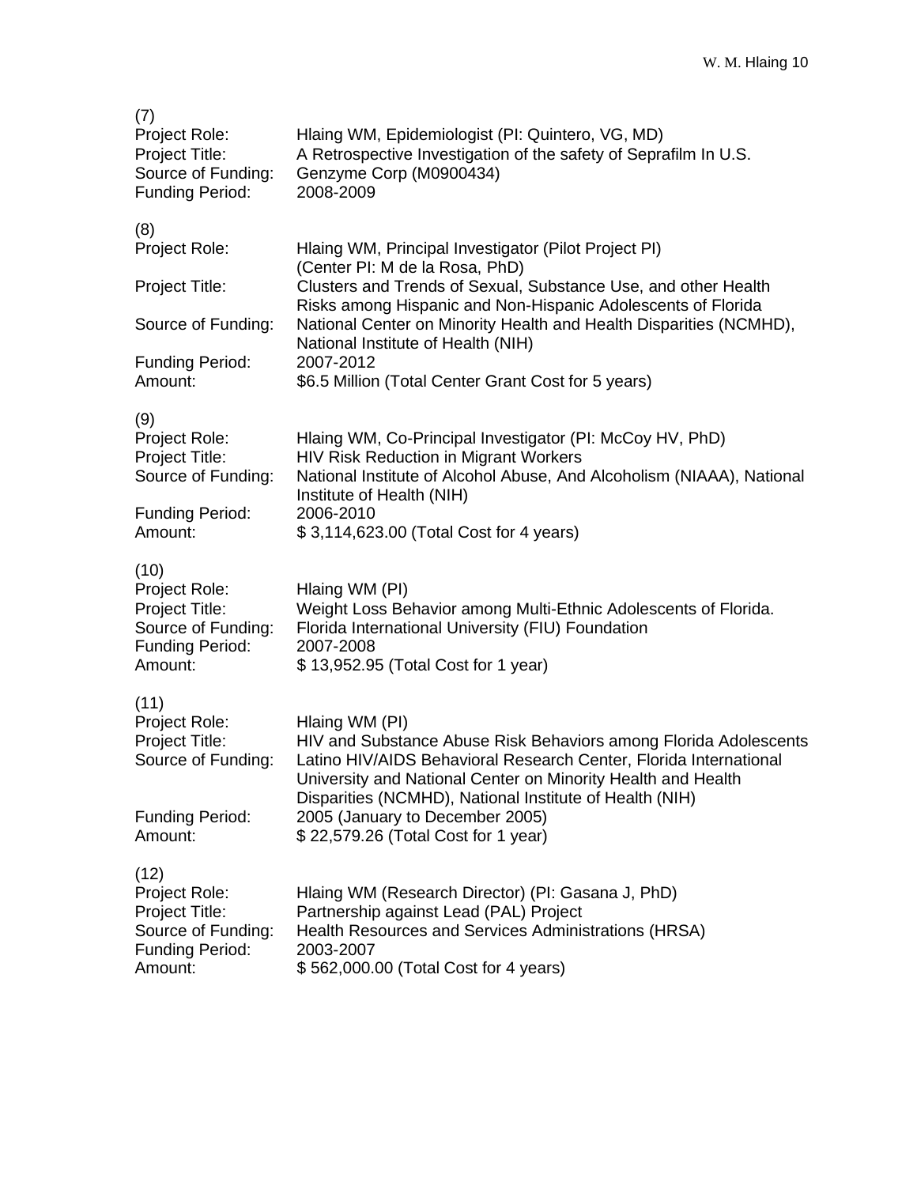(7)

Project Role: Hlaing WM, Epidemiologist (PI: Quintero, VG, MD)
Project Title: A Retrospective Investigation of the safety of Seprafilm In U.S.
Source of Funding: Genzyme Corp (M0900434)
Funding Period: 2008-2009

(8)

Project Role: Hlaing WM, Principal Investigator (Pilot Project PI) (Center PI: M de la Rosa, PhD)
Project Title: Clusters and Trends of Sexual, Substance Use, and other Health Risks among Hispanic and Non-Hispanic Adolescents of Florida
Source of Funding: National Center on Minority Health and Health Disparities (NCMHD), National Institute of Health (NIH)
Funding Period: 2007-2012
Amount: $6.5 Million (Total Center Grant Cost for 5 years)

(9)

Project Role: Hlaing WM, Co-Principal Investigator (PI: McCoy HV, PhD)
Project Title: HIV Risk Reduction in Migrant Workers
Source of Funding: National Institute of Alcohol Abuse, And Alcoholism (NIAAA), National Institute of Health (NIH)
Funding Period: 2006-2010
Amount: $ 3,114,623.00 (Total Cost for 4 years)

(10)

Project Role: Hlaing WM (PI)
Project Title: Weight Loss Behavior among Multi-Ethnic Adolescents of Florida.
Source of Funding: Florida International University (FIU) Foundation
Funding Period: 2007-2008
Amount: $ 13,952.95 (Total Cost for 1 year)

(11)

Project Role: Hlaing WM (PI)
Project Title: HIV and Substance Abuse Risk Behaviors among Florida Adolescents
Source of Funding: Latino HIV/AIDS Behavioral Research Center, Florida International University and National Center on Minority Health and Health Disparities (NCMHD), National Institute of Health (NIH)
Funding Period: 2005 (January to December 2005)
Amount: $ 22,579.26 (Total Cost for 1 year)

(12)

Project Role: Hlaing WM (Research Director) (PI: Gasana J, PhD)
Project Title: Partnership against Lead (PAL) Project
Source of Funding: Health Resources and Services Administrations (HRSA)
Funding Period: 2003-2007
Amount: $ 562,000.00 (Total Cost for 4 years)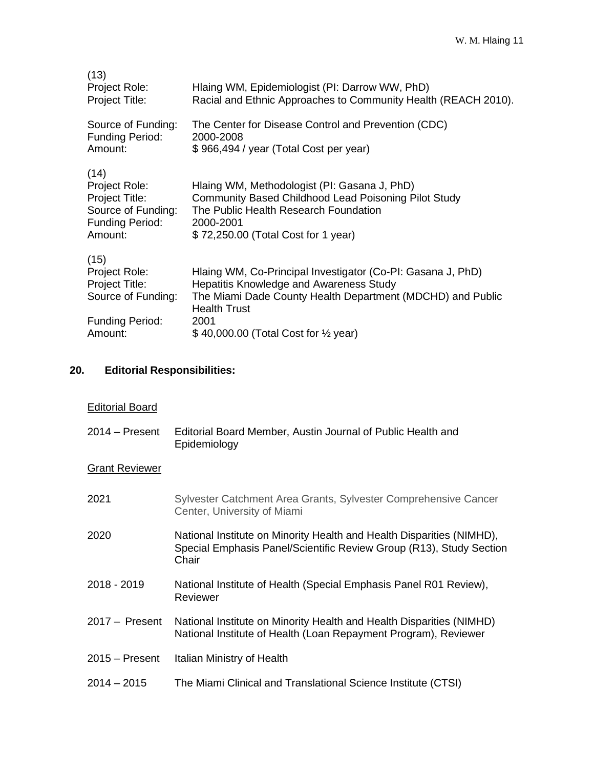(13)
Project Role: Hlaing WM, Epidemiologist (PI: Darrow WW, PhD)
Project Title: Racial and Ethnic Approaches to Community Health (REACH 2010).

Source of Funding: The Center for Disease Control and Prevention (CDC)
Funding Period: 2000-2008
Amount: $ 966,494 / year (Total Cost per year)

(14)
Project Role: Hlaing WM, Methodologist (PI: Gasana J, PhD)
Project Title: Community Based Childhood Lead Poisoning Pilot Study
Source of Funding: The Public Health Research Foundation
Funding Period: 2000-2001
Amount: $ 72,250.00 (Total Cost for 1 year)

(15)
Project Role: Hlaing WM, Co-Principal Investigator (Co-PI: Gasana J, PhD)
Project Title: Hepatitis Knowledge and Awareness Study
Source of Funding: The Miami Dade County Health Department (MDCHD) and Public Health Trust
Funding Period: 2001
Amount: $ 40,000.00 (Total Cost for ½ year)

## 20. Editorial Responsibilities:

Editorial Board

2014 – Present Editorial Board Member, Austin Journal of Public Health and Epidemiology

Grant Reviewer

2021 Sylvester Catchment Area Grants, Sylvester Comprehensive Cancer Center, University of Miami

2020 National Institute on Minority Health and Health Disparities (NIMHD), Special Emphasis Panel/Scientific Review Group (R13), Study Section Chair

2018 - 2019 National Institute of Health (Special Emphasis Panel R01 Review), Reviewer

2017 – Present National Institute on Minority Health and Health Disparities (NIMHD) National Institute of Health (Loan Repayment Program), Reviewer

2015 – Present Italian Ministry of Health

2014 – 2015 The Miami Clinical and Translational Science Institute (CTSI)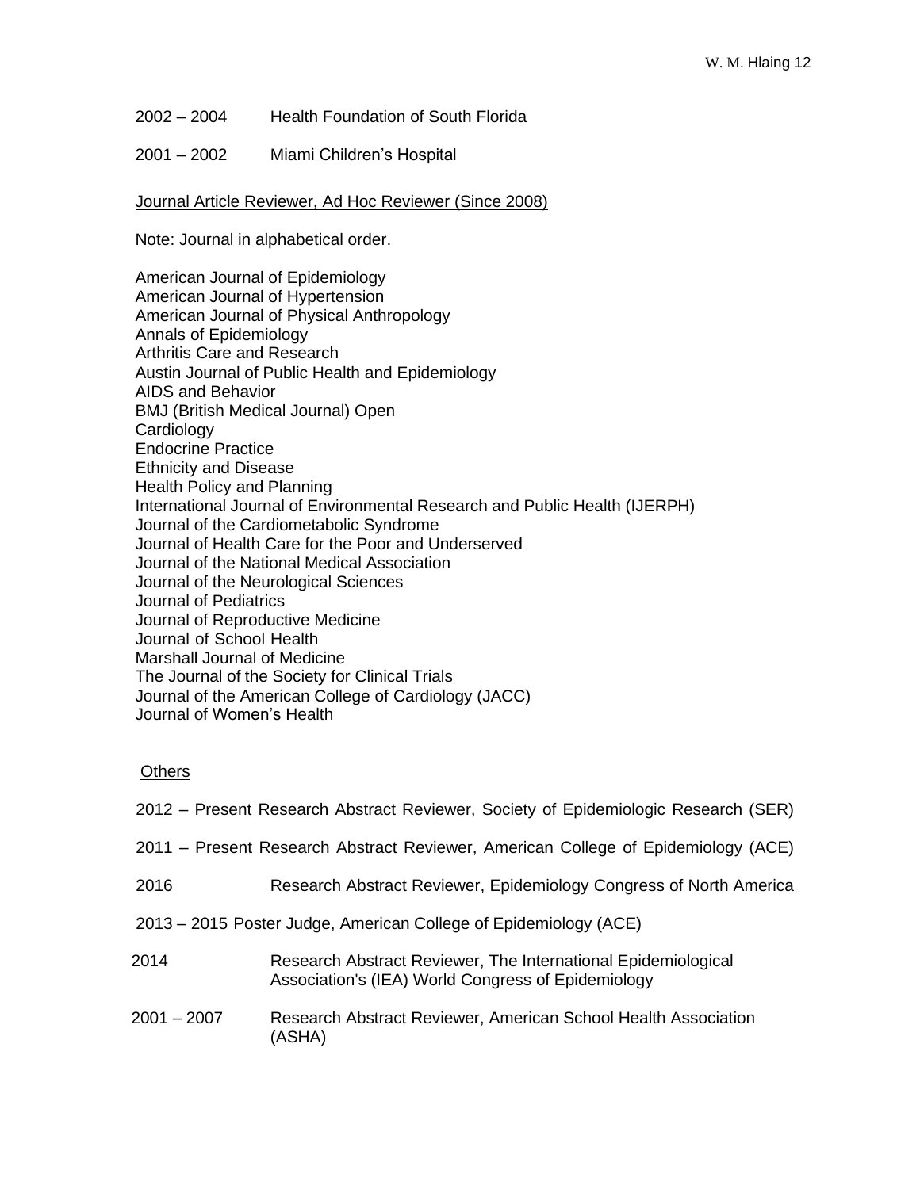2002 – 2004 Health Foundation of South Florida

2001 – 2002 Miami Children's Hospital

Journal Article Reviewer, Ad Hoc Reviewer (Since 2008)

Note: Journal in alphabetical order.

American Journal of Epidemiology
American Journal of Hypertension
American Journal of Physical Anthropology
Annals of Epidemiology
Arthritis Care and Research
Austin Journal of Public Health and Epidemiology
AIDS and Behavior
BMJ (British Medical Journal) Open
Cardiology
Endocrine Practice
Ethnicity and Disease
Health Policy and Planning
International Journal of Environmental Research and Public Health (IJERPH)
Journal of the Cardiometabolic Syndrome
Journal of Health Care for the Poor and Underserved
Journal of the National Medical Association
Journal of the Neurological Sciences
Journal of Pediatrics
Journal of Reproductive Medicine
Journal of School Health
Marshall Journal of Medicine
The Journal of the Society for Clinical Trials
Journal of the American College of Cardiology (JACC)
Journal of Women's Health

Others

2012 – Present Research Abstract Reviewer, Society of Epidemiologic Research (SER)

2011 – Present Research Abstract Reviewer, American College of Epidemiology (ACE)

2016 Research Abstract Reviewer, Epidemiology Congress of North America

2013 – 2015 Poster Judge, American College of Epidemiology (ACE)

2014 Research Abstract Reviewer, The International Epidemiological Association's (IEA) World Congress of Epidemiology

2001 – 2007 Research Abstract Reviewer, American School Health Association (ASHA)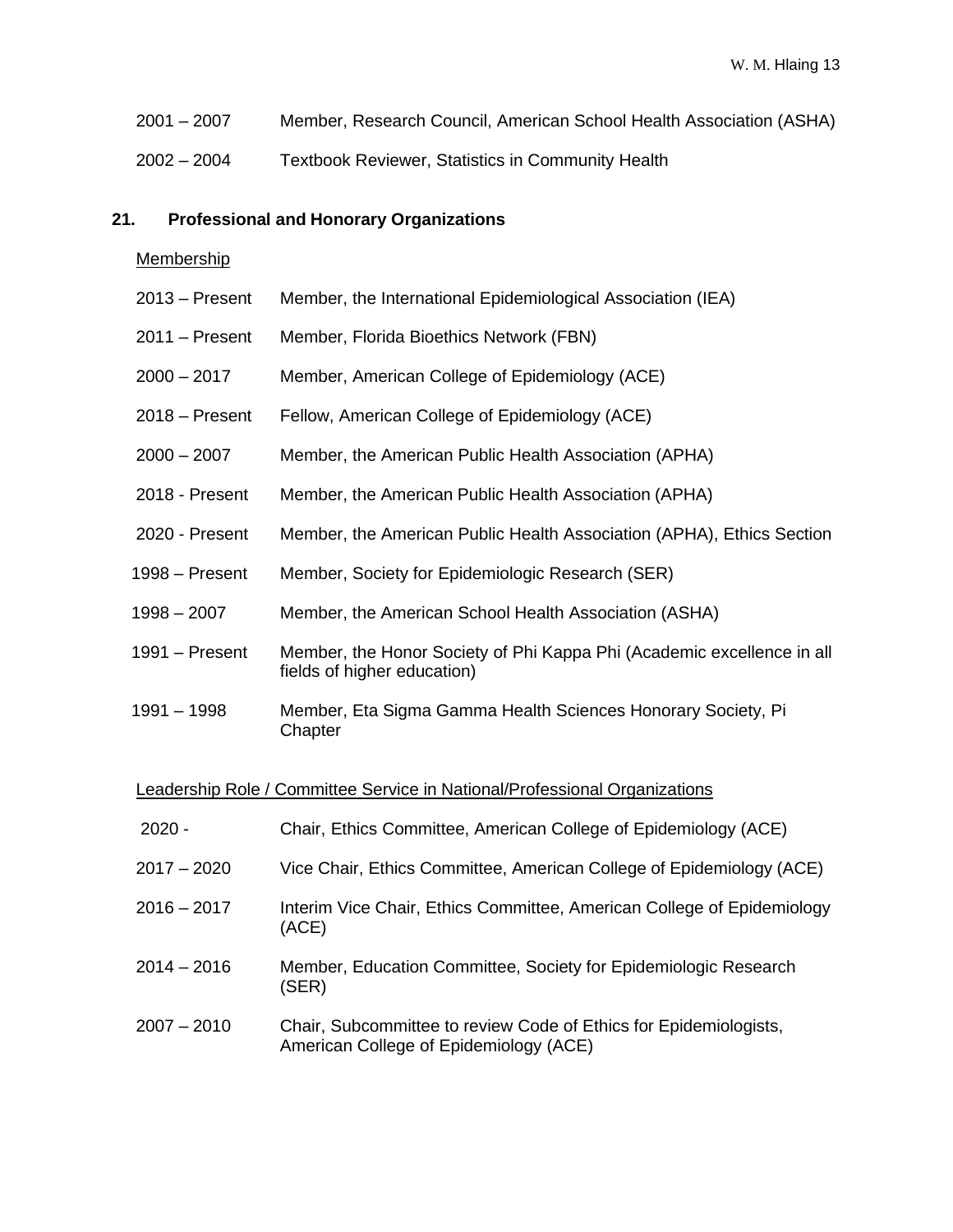| | |
|---|---|
| 2001 – 2007 | Member, Research Council, American School Health Association (ASHA) |
| 2002 – 2004 | Textbook Reviewer, Statistics in Community Health |

## 21. Professional and Honorary Organizations

Membership

| | |
|---|---|
| 2013 – Present | Member, the International Epidemiological Association (IEA) |
| 2011 – Present | Member, Florida Bioethics Network (FBN) |
| 2000 – 2017 | Member, American College of Epidemiology (ACE) |
| 2018 – Present | Fellow, American College of Epidemiology (ACE) |
| 2000 – 2007 | Member, the American Public Health Association (APHA) |
| 2018 - Present | Member, the American Public Health Association (APHA) |
| 2020 - Present | Member, the American Public Health Association (APHA), Ethics Section |
| 1998 – Present | Member, Society for Epidemiologic Research (SER) |
| 1998 – 2007 | Member, the American School Health Association (ASHA) |
| 1991 – Present | Member, the Honor Society of Phi Kappa Phi (Academic excellence in all fields of higher education) |
| 1991 – 1998 | Member, Eta Sigma Gamma Health Sciences Honorary Society, Pi Chapter |

Leadership Role / Committee Service in National/Professional Organizations

| | |
|---|---|
| 2020 - | Chair, Ethics Committee, American College of Epidemiology (ACE) |
| 2017 – 2020 | Vice Chair, Ethics Committee, American College of Epidemiology (ACE) |
| 2016 – 2017 | Interim Vice Chair, Ethics Committee, American College of Epidemiology (ACE) |
| 2014 – 2016 | Member, Education Committee, Society for Epidemiologic Research (SER) |
| 2007 – 2010 | Chair, Subcommittee to review Code of Ethics for Epidemiologists, American College of Epidemiology (ACE) |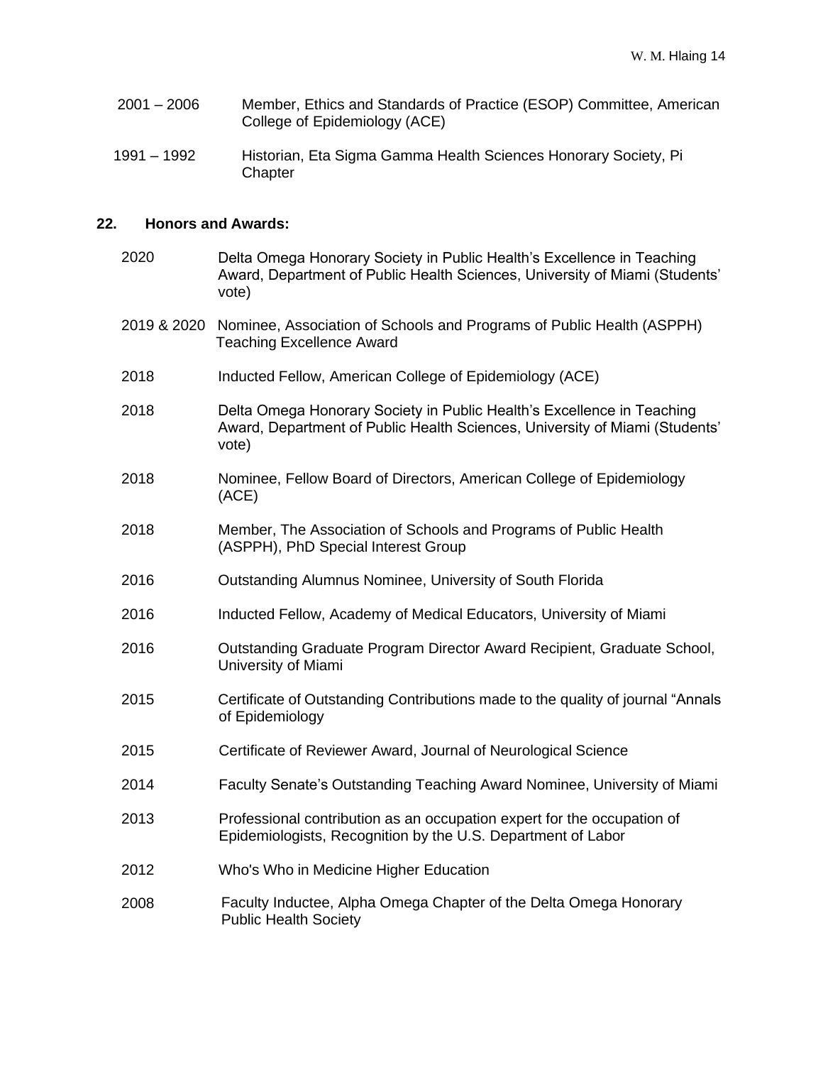2001 – 2006 Member, Ethics and Standards of Practice (ESOP) Committee, American College of Epidemiology (ACE)

1991 – 1992 Historian, Eta Sigma Gamma Health Sciences Honorary Society, Pi Chapter

## 22. Honors and Awards:

2020 Delta Omega Honorary Society in Public Health's Excellence in Teaching Award, Department of Public Health Sciences, University of Miami (Students' vote)

2019 & 2020 Nominee, Association of Schools and Programs of Public Health (ASPPH) Teaching Excellence Award

2018 Inducted Fellow, American College of Epidemiology (ACE)

2018 Delta Omega Honorary Society in Public Health's Excellence in Teaching Award, Department of Public Health Sciences, University of Miami (Students' vote)

2018 Nominee, Fellow Board of Directors, American College of Epidemiology (ACE)

2018 Member, The Association of Schools and Programs of Public Health (ASPPH), PhD Special Interest Group

2016 Outstanding Alumnus Nominee, University of South Florida

2016 Inducted Fellow, Academy of Medical Educators, University of Miami

2016 Outstanding Graduate Program Director Award Recipient, Graduate School, University of Miami

2015 Certificate of Outstanding Contributions made to the quality of journal "Annals of Epidemiology

2015 Certificate of Reviewer Award, Journal of Neurological Science

2014 Faculty Senate's Outstanding Teaching Award Nominee, University of Miami

2013 Professional contribution as an occupation expert for the occupation of Epidemiologists, Recognition by the U.S. Department of Labor

2012 Who's Who in Medicine Higher Education

2008 Faculty Inductee, Alpha Omega Chapter of the Delta Omega Honorary Public Health Society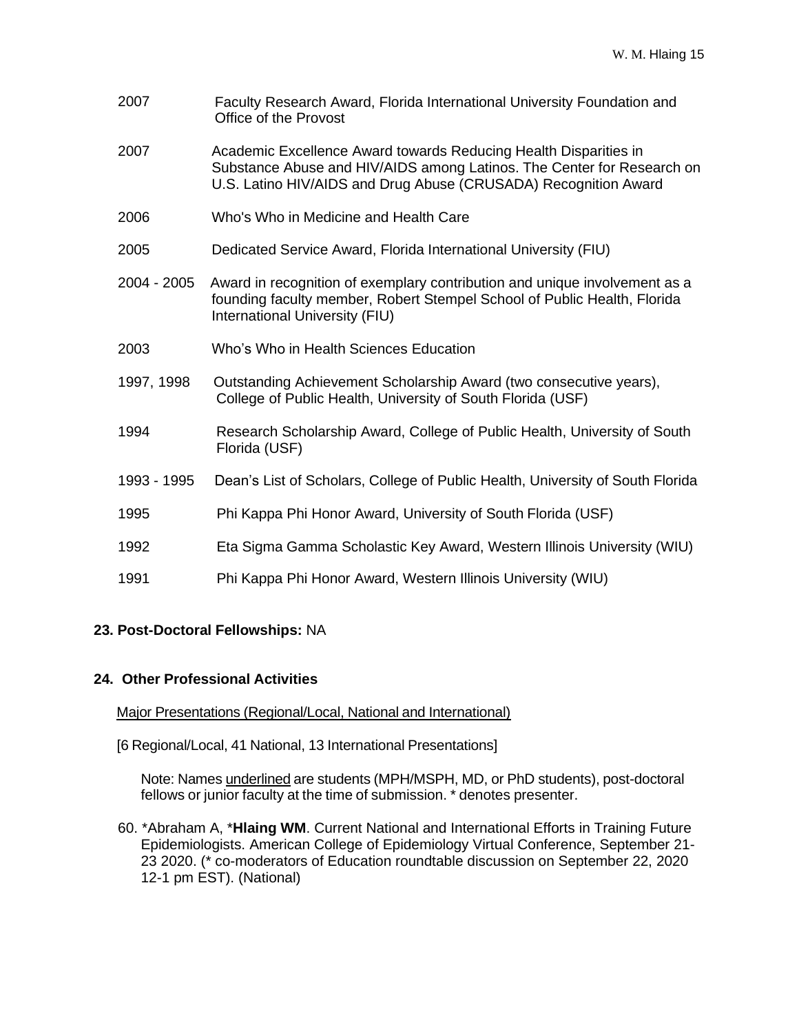2007 Faculty Research Award, Florida International University Foundation and Office of the Provost

2007 Academic Excellence Award towards Reducing Health Disparities in Substance Abuse and HIV/AIDS among Latinos. The Center for Research on U.S. Latino HIV/AIDS and Drug Abuse (CRUSADA) Recognition Award

2006 Who's Who in Medicine and Health Care

2005 Dedicated Service Award, Florida International University (FIU)

2004 - 2005 Award in recognition of exemplary contribution and unique involvement as a founding faculty member, Robert Stempel School of Public Health, Florida International University (FIU)

2003 Who's Who in Health Sciences Education

1997, 1998 Outstanding Achievement Scholarship Award (two consecutive years), College of Public Health, University of South Florida (USF)

1994 Research Scholarship Award, College of Public Health, University of South Florida (USF)

1993 - 1995 Dean's List of Scholars, College of Public Health, University of South Florida

1995 Phi Kappa Phi Honor Award, University of South Florida (USF)

1992 Eta Sigma Gamma Scholastic Key Award, Western Illinois University (WIU)

1991 Phi Kappa Phi Honor Award, Western Illinois University (WIU)

**23. Post-Doctoral Fellowships:** NA

**24. Other Professional Activities**

<u>Major Presentations (Regional/Local, National and International)</u>

[6 Regional/Local, 41 National, 13 International Presentations]

Note: Names <u>underlined</u> are students (MPH/MSPH, MD, or PhD students), post-doctoral fellows or junior faculty at the time of submission. * denotes presenter.

60. *Abraham A, ***Hlaing WM**. Current National and International Efforts in Training Future Epidemiologists. American College of Epidemiology Virtual Conference, September 21-23 2020. (* co-moderators of Education roundtable discussion on September 22, 2020 12-1 pm EST). (National)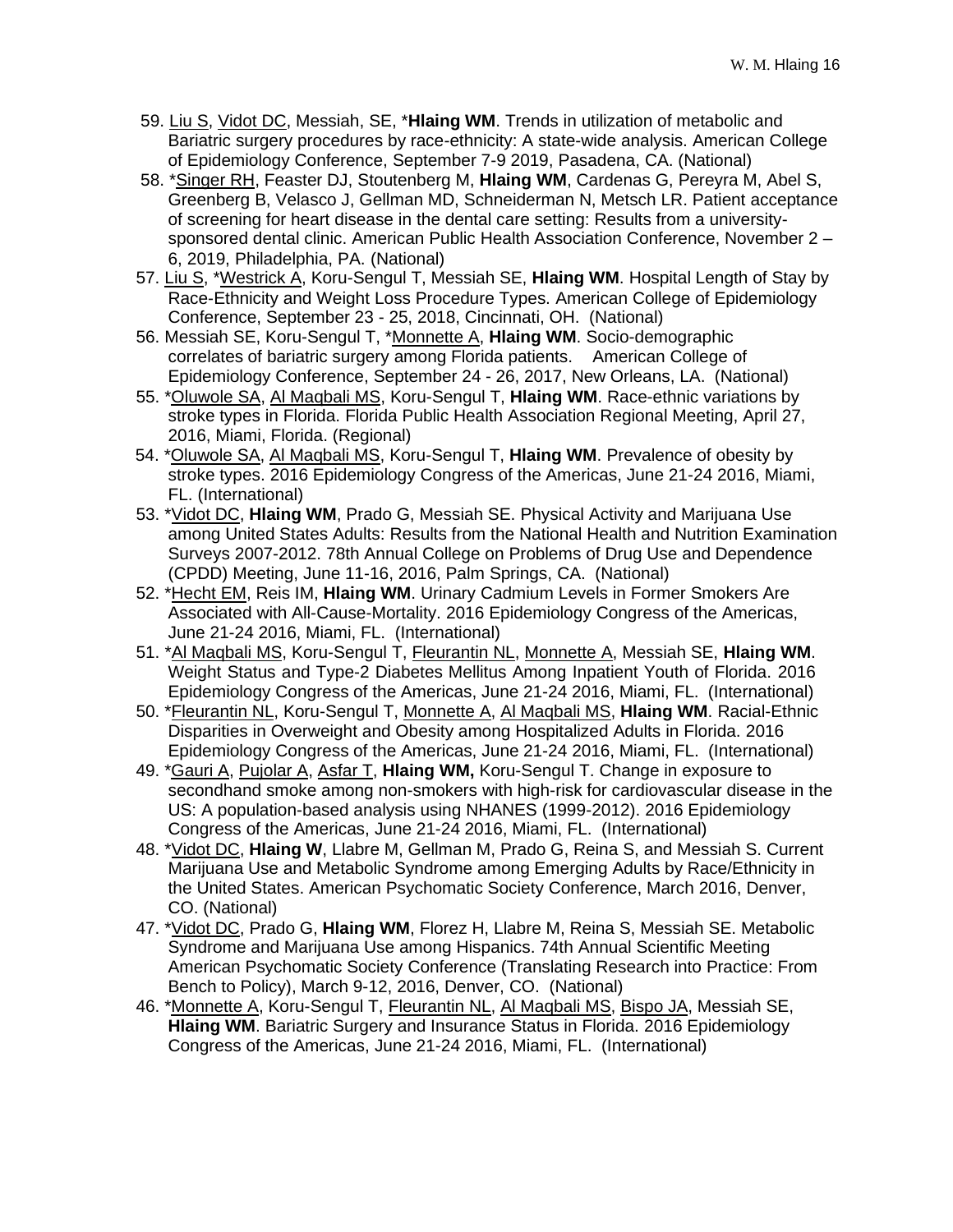59. Liu S, Vidot DC, Messiah, SE, ***Hlaing WM**. Trends in utilization of metabolic and Bariatric surgery procedures by race-ethnicity: A state-wide analysis. American College of Epidemiology Conference, September 7-9 2019, Pasadena, CA. (National)
58. *Singer RH, Feaster DJ, Stoutenberg M, **Hlaing WM**, Cardenas G, Pereyra M, Abel S, Greenberg B, Velasco J, Gellman MD, Schneiderman N, Metsch LR. Patient acceptance of screening for heart disease in the dental care setting: Results from a university-sponsored dental clinic. American Public Health Association Conference, November 2 – 6, 2019, Philadelphia, PA. (National)
57. Liu S, *Westrick A, Koru-Sengul T, Messiah SE, **Hlaing WM**. Hospital Length of Stay by Race-Ethnicity and Weight Loss Procedure Types. American College of Epidemiology Conference, September 23 - 25, 2018, Cincinnati, OH. (National)
56. Messiah SE, Koru-Sengul T, *Monnette A, **Hlaing WM**. Socio-demographic correlates of bariatric surgery among Florida patients. American College of Epidemiology Conference, September 24 - 26, 2017, New Orleans, LA. (National)
55. *Oluwole SA, Al Maqbali MS, Koru-Sengul T, **Hlaing WM**. Race-ethnic variations by stroke types in Florida. Florida Public Health Association Regional Meeting, April 27, 2016, Miami, Florida. (Regional)
54. *Oluwole SA, Al Maqbali MS, Koru-Sengul T, **Hlaing WM**. Prevalence of obesity by stroke types. 2016 Epidemiology Congress of the Americas, June 21-24 2016, Miami, FL. (International)
53. *Vidot DC, **Hlaing WM**, Prado G, Messiah SE. Physical Activity and Marijuana Use among United States Adults: Results from the National Health and Nutrition Examination Surveys 2007-2012. 78th Annual College on Problems of Drug Use and Dependence (CPDD) Meeting, June 11-16, 2016, Palm Springs, CA. (National)
52. *Hecht EM, Reis IM, **Hlaing WM**. Urinary Cadmium Levels in Former Smokers Are Associated with All-Cause-Mortality. 2016 Epidemiology Congress of the Americas, June 21-24 2016, Miami, FL. (International)
51. *Al Maqbali MS, Koru-Sengul T, Fleurantin NL, Monnette A, Messiah SE, **Hlaing WM**. Weight Status and Type-2 Diabetes Mellitus Among Inpatient Youth of Florida. 2016 Epidemiology Congress of the Americas, June 21-24 2016, Miami, FL. (International)
50. *Fleurantin NL, Koru-Sengul T, Monnette A, Al Maqbali MS, **Hlaing WM**. Racial-Ethnic Disparities in Overweight and Obesity among Hospitalized Adults in Florida. 2016 Epidemiology Congress of the Americas, June 21-24 2016, Miami, FL. (International)
49. *Gauri A, Pujolar A, Asfar T, **Hlaing WM,** Koru-Sengul T. Change in exposure to secondhand smoke among non-smokers with high-risk for cardiovascular disease in the US: A population-based analysis using NHANES (1999-2012). 2016 Epidemiology Congress of the Americas, June 21-24 2016, Miami, FL. (International)
48. *Vidot DC, **Hlaing W**, Llabre M, Gellman M, Prado G, Reina S, and Messiah S. Current Marijuana Use and Metabolic Syndrome among Emerging Adults by Race/Ethnicity in the United States. American Psychomatic Society Conference, March 2016, Denver, CO. (National)
47. *Vidot DC, Prado G, **Hlaing WM**, Florez H, Llabre M, Reina S, Messiah SE. Metabolic Syndrome and Marijuana Use among Hispanics. 74th Annual Scientific Meeting American Psychomatic Society Conference (Translating Research into Practice: From Bench to Policy), March 9-12, 2016, Denver, CO. (National)
46. *Monnette A, Koru-Sengul T, Fleurantin NL, Al Maqbali MS, Bispo JA, Messiah SE, **Hlaing WM**. Bariatric Surgery and Insurance Status in Florida. 2016 Epidemiology Congress of the Americas, June 21-24 2016, Miami, FL. (International)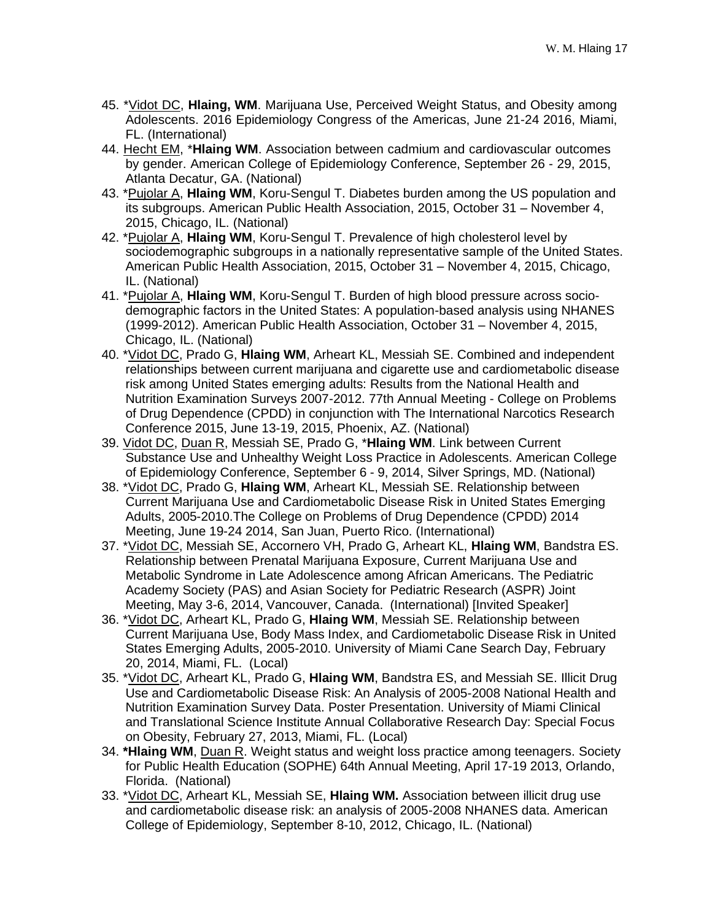45. *<u>Vidot DC</u>, **Hlaing, WM**. Marijuana Use, Perceived Weight Status, and Obesity among Adolescents. 2016 Epidemiology Congress of the Americas, June 21-24 2016, Miami, FL. (International)
44. <u>Hecht EM</u>, ***Hlaing WM**. Association between cadmium and cardiovascular outcomes by gender. American College of Epidemiology Conference, September 26 - 29, 2015, Atlanta Decatur, GA. (National)
43. *<u>Pujolar A</u>, **Hlaing WM**, Koru-Sengul T. Diabetes burden among the US population and its subgroups. American Public Health Association, 2015, October 31 – November 4, 2015, Chicago, IL. (National)
42. *<u>Pujolar A</u>, **Hlaing WM**, Koru-Sengul T. Prevalence of high cholesterol level by sociodemographic subgroups in a nationally representative sample of the United States. American Public Health Association, 2015, October 31 – November 4, 2015, Chicago, IL. (National)
41. *<u>Pujolar A</u>, **Hlaing WM**, Koru-Sengul T. Burden of high blood pressure across socio-demographic factors in the United States: A population-based analysis using NHANES (1999-2012). American Public Health Association, October 31 – November 4, 2015, Chicago, IL. (National)
40. *<u>Vidot DC</u>, Prado G, **Hlaing WM**, Arheart KL, Messiah SE. Combined and independent relationships between current marijuana and cigarette use and cardiometabolic disease risk among United States emerging adults: Results from the National Health and Nutrition Examination Surveys 2007-2012. 77th Annual Meeting - College on Problems of Drug Dependence (CPDD) in conjunction with The International Narcotics Research Conference 2015, June 13-19, 2015, Phoenix, AZ. (National)
39. <u>Vidot DC</u>, <u>Duan R</u>, Messiah SE, Prado G, ***Hlaing WM**. Link between Current Substance Use and Unhealthy Weight Loss Practice in Adolescents. American College of Epidemiology Conference, September 6 - 9, 2014, Silver Springs, MD. (National)
38. *<u>Vidot DC</u>, Prado G, **Hlaing WM**, Arheart KL, Messiah SE. Relationship between Current Marijuana Use and Cardiometabolic Disease Risk in United States Emerging Adults, 2005-2010.The College on Problems of Drug Dependence (CPDD) 2014 Meeting, June 19-24 2014, San Juan, Puerto Rico. (International)
37. *<u>Vidot DC</u>, Messiah SE, Accornero VH, Prado G, Arheart KL, **Hlaing WM**, Bandstra ES. Relationship between Prenatal Marijuana Exposure, Current Marijuana Use and Metabolic Syndrome in Late Adolescence among African Americans. The Pediatric Academy Society (PAS) and Asian Society for Pediatric Research (ASPR) Joint Meeting, May 3-6, 2014, Vancouver, Canada. (International) [Invited Speaker]
36. *<u>Vidot DC</u>, Arheart KL, Prado G, **Hlaing WM**, Messiah SE. Relationship between Current Marijuana Use, Body Mass Index, and Cardiometabolic Disease Risk in United States Emerging Adults, 2005-2010. University of Miami Cane Search Day, February 20, 2014, Miami, FL. (Local)
35. *<u>Vidot DC</u>, Arheart KL, Prado G, **Hlaing WM**, Bandstra ES, and Messiah SE. Illicit Drug Use and Cardiometabolic Disease Risk: An Analysis of 2005-2008 National Health and Nutrition Examination Survey Data. Poster Presentation. University of Miami Clinical and Translational Science Institute Annual Collaborative Research Day: Special Focus on Obesity, February 27, 2013, Miami, FL. (Local)
34. ***Hlaing WM**, <u>Duan R</u>. Weight status and weight loss practice among teenagers. Society for Public Health Education (SOPHE) 64th Annual Meeting, April 17-19 2013, Orlando, Florida. (National)
33. *<u>Vidot DC</u>, Arheart KL, Messiah SE, **Hlaing WM.** Association between illicit drug use and cardiometabolic disease risk: an analysis of 2005-2008 NHANES data. American College of Epidemiology, September 8-10, 2012, Chicago, IL. (National)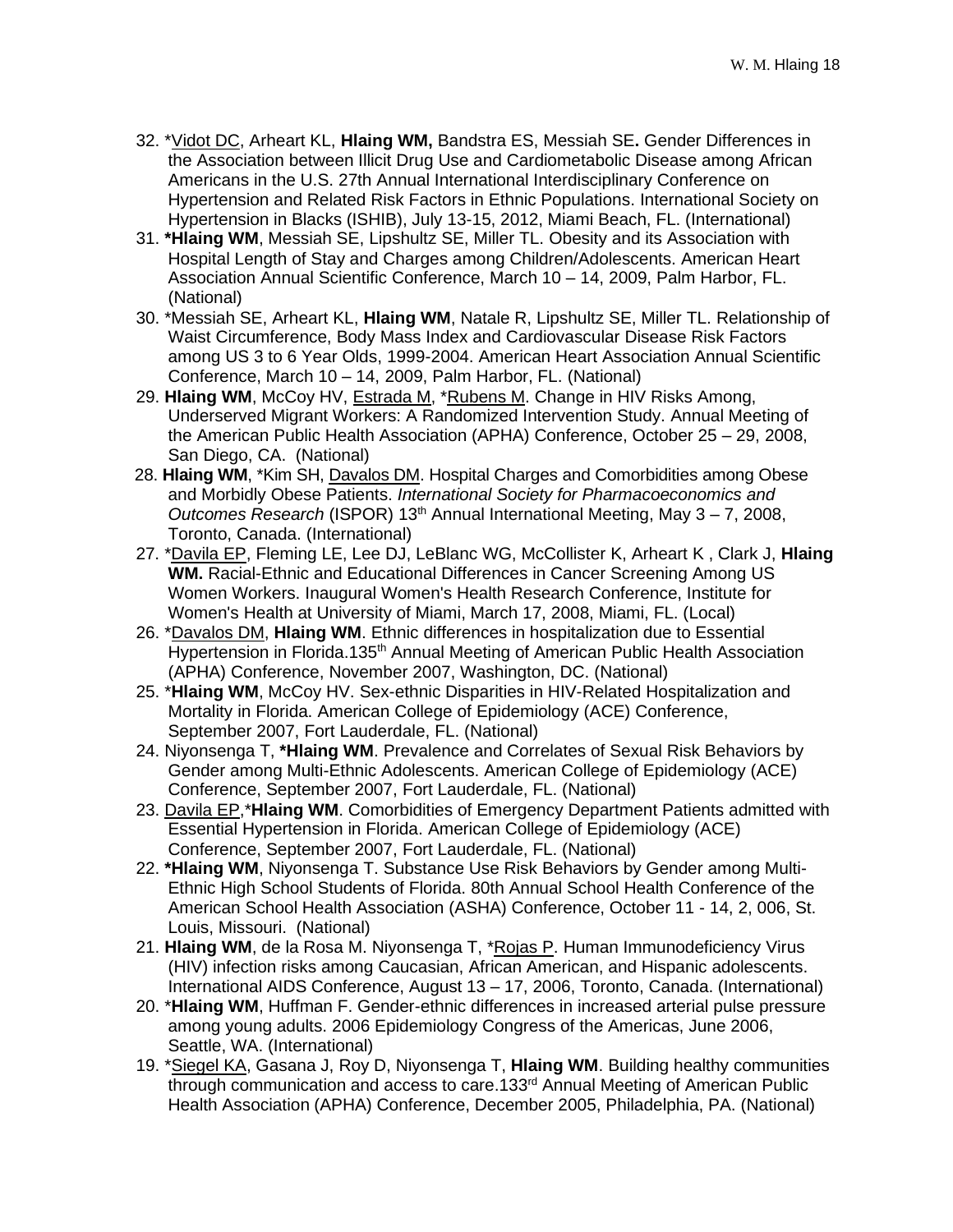32. *<u>Vidot DC</u>, Arheart KL, **Hlaing WM,** Bandstra ES, Messiah SE**.** Gender Differences in the Association between Illicit Drug Use and Cardiometabolic Disease among African Americans in the U.S. 27th Annual International Interdisciplinary Conference on Hypertension and Related Risk Factors in Ethnic Populations. International Society on Hypertension in Blacks (ISHIB), July 13-15, 2012, Miami Beach, FL. (International)
31. ***Hlaing WM**, Messiah SE, Lipshultz SE, Miller TL. Obesity and its Association with Hospital Length of Stay and Charges among Children/Adolescents. American Heart Association Annual Scientific Conference, March 10 – 14, 2009, Palm Harbor, FL. (National)
30. *Messiah SE, Arheart KL, **Hlaing WM**, Natale R, Lipshultz SE, Miller TL. Relationship of Waist Circumference, Body Mass Index and Cardiovascular Disease Risk Factors among US 3 to 6 Year Olds, 1999-2004. American Heart Association Annual Scientific Conference, March 10 – 14, 2009, Palm Harbor, FL. (National)
29. **Hlaing WM**, McCoy HV, <u>Estrada M</u>, *<u>Rubens M</u>. Change in HIV Risks Among, Underserved Migrant Workers: A Randomized Intervention Study. Annual Meeting of the American Public Health Association (APHA) Conference, October 25 – 29, 2008, San Diego, CA. (National)
28. **Hlaing WM**, *Kim SH, <u>Davalos DM</u>. Hospital Charges and Comorbidities among Obese and Morbidly Obese Patients. *International Society for Pharmacoeconomics and Outcomes Research* (ISPOR) 13th Annual International Meeting, May 3 – 7, 2008, Toronto, Canada. (International)
27. *<u>Davila EP</u>, Fleming LE, Lee DJ, LeBlanc WG, McCollister K, Arheart K , Clark J, **Hlaing WM.** Racial-Ethnic and Educational Differences in Cancer Screening Among US Women Workers. Inaugural Women's Health Research Conference, Institute for Women's Health at University of Miami, March 17, 2008, Miami, FL. (Local)
26. *<u>Davalos DM</u>, **Hlaing WM**. Ethnic differences in hospitalization due to Essential Hypertension in Florida.135th Annual Meeting of American Public Health Association (APHA) Conference, November 2007, Washington, DC. (National)
25. ***Hlaing WM**, McCoy HV. Sex-ethnic Disparities in HIV-Related Hospitalization and Mortality in Florida. American College of Epidemiology (ACE) Conference, September 2007, Fort Lauderdale, FL. (National)
24. Niyonsenga T, ***Hlaing WM**. Prevalence and Correlates of Sexual Risk Behaviors by Gender among Multi-Ethnic Adolescents. American College of Epidemiology (ACE) Conference, September 2007, Fort Lauderdale, FL. (National)
23. <u>Davila EP</u>,***Hlaing WM**. Comorbidities of Emergency Department Patients admitted with Essential Hypertension in Florida. American College of Epidemiology (ACE) Conference, September 2007, Fort Lauderdale, FL. (National)
22. ***Hlaing WM**, Niyonsenga T. Substance Use Risk Behaviors by Gender among Multi-Ethnic High School Students of Florida. 80th Annual School Health Conference of the American School Health Association (ASHA) Conference, October 11 - 14, 2, 006, St. Louis, Missouri. (National)
21. **Hlaing WM**, de la Rosa M. Niyonsenga T, *<u>Rojas P</u>. Human Immunodeficiency Virus (HIV) infection risks among Caucasian, African American, and Hispanic adolescents. International AIDS Conference, August 13 – 17, 2006, Toronto, Canada. (International)
20. ***Hlaing WM**, Huffman F. Gender-ethnic differences in increased arterial pulse pressure among young adults. 2006 Epidemiology Congress of the Americas, June 2006, Seattle, WA. (International)
19. *<u>Siegel KA</u>, Gasana J, Roy D, Niyonsenga T, **Hlaing WM**. Building healthy communities through communication and access to care.133rd Annual Meeting of American Public Health Association (APHA) Conference, December 2005, Philadelphia, PA. (National)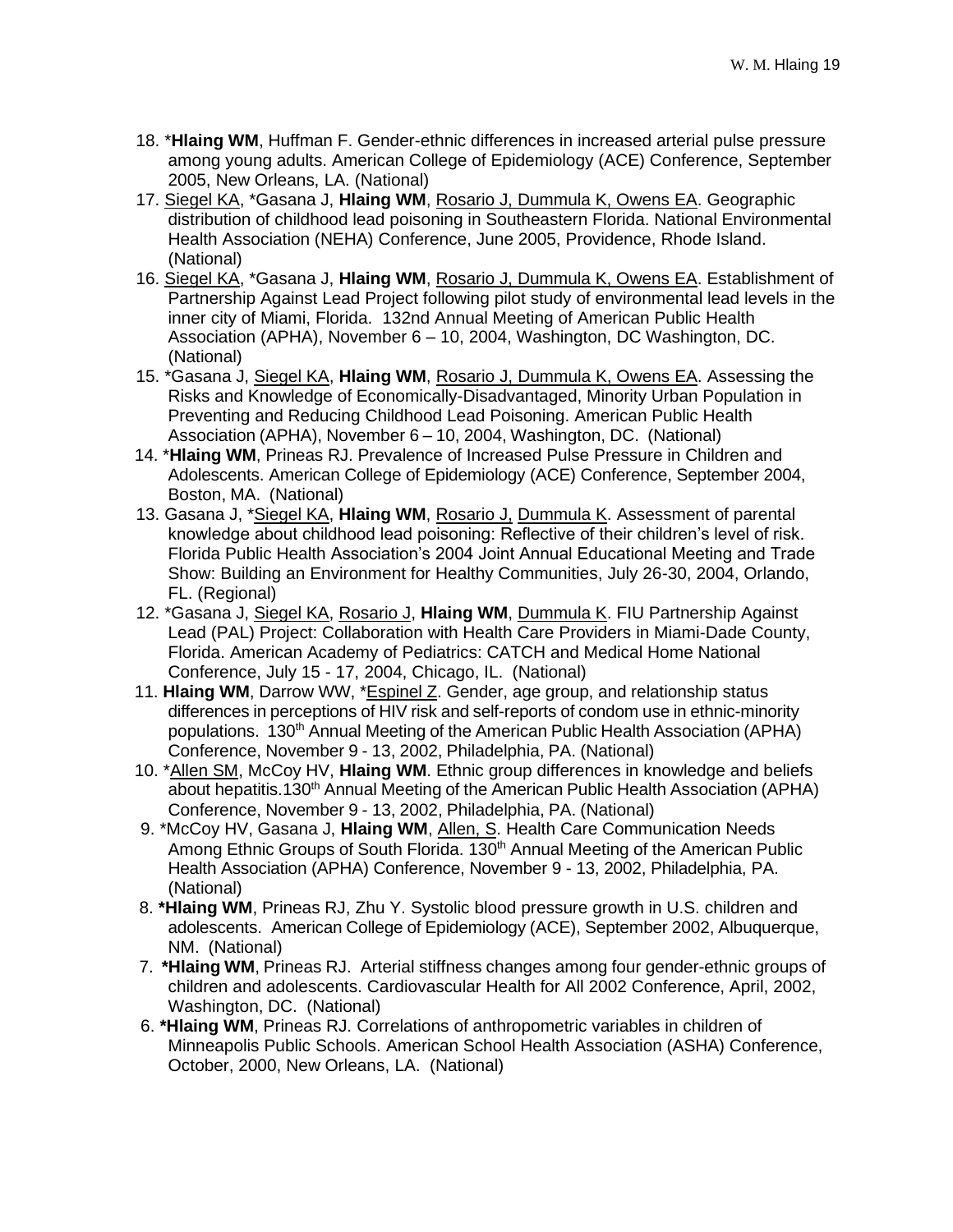18. *__Hlaing WM__, Huffman F. Gender-ethnic differences in increased arterial pulse pressure among young adults. American College of Epidemiology (ACE) Conference, September 2005, New Orleans, LA. (National)
17. <u>Siegel KA</u>, *Gasana J, **Hlaing WM**, <u>Rosario J, Dummula K, Owens EA</u>. Geographic distribution of childhood lead poisoning in Southeastern Florida. National Environmental Health Association (NEHA) Conference, June 2005, Providence, Rhode Island. (National)
16. <u>Siegel KA</u>, *Gasana J, **Hlaing WM**, <u>Rosario J, Dummula K, Owens EA</u>. Establishment of Partnership Against Lead Project following pilot study of environmental lead levels in the inner city of Miami, Florida. 132nd Annual Meeting of American Public Health Association (APHA), November 6 – 10, 2004, Washington, DC Washington, DC. (National)
15. *Gasana J, <u>Siegel KA</u>, **Hlaing WM**, <u>Rosario J, Dummula K, Owens EA</u>. Assessing the Risks and Knowledge of Economically-Disadvantaged, Minority Urban Population in Preventing and Reducing Childhood Lead Poisoning. American Public Health Association (APHA), November 6 – 10, 2004, Washington, DC. (National)
14. *__Hlaing WM__, Prineas RJ. Prevalence of Increased Pulse Pressure in Children and Adolescents. American College of Epidemiology (ACE) Conference, September 2004, Boston, MA. (National)
13. Gasana J, *<u>Siegel KA</u>, **Hlaing WM**, <u>Rosario J,</u> <u>Dummula K</u>. Assessment of parental knowledge about childhood lead poisoning: Reflective of their children's level of risk. Florida Public Health Association's 2004 Joint Annual Educational Meeting and Trade Show: Building an Environment for Healthy Communities, July 26-30, 2004, Orlando, FL. (Regional)
12. *Gasana J, <u>Siegel KA</u>, <u>Rosario J</u>, **Hlaing WM**, <u>Dummula K</u>. FIU Partnership Against Lead (PAL) Project: Collaboration with Health Care Providers in Miami-Dade County, Florida. American Academy of Pediatrics: CATCH and Medical Home National Conference, July 15 - 17, 2004, Chicago, IL. (National)
11. **Hlaing WM**, Darrow WW, *<u>Espinel Z</u>. Gender, age group, and relationship status differences in perceptions of HIV risk and self-reports of condom use in ethnic-minority populations. 130th Annual Meeting of the American Public Health Association (APHA) Conference, November 9 - 13, 2002, Philadelphia, PA. (National)
10. *<u>Allen SM</u>, McCoy HV, **Hlaing WM**. Ethnic group differences in knowledge and beliefs about hepatitis.130th Annual Meeting of the American Public Health Association (APHA) Conference, November 9 - 13, 2002, Philadelphia, PA. (National)
9. *McCoy HV, Gasana J, **Hlaing WM**, <u>Allen, S</u>. Health Care Communication Needs Among Ethnic Groups of South Florida. 130th Annual Meeting of the American Public Health Association (APHA) Conference, November 9 - 13, 2002, Philadelphia, PA. (National)
8. **\*Hlaing WM**, Prineas RJ, Zhu Y. Systolic blood pressure growth in U.S. children and adolescents. American College of Epidemiology (ACE), September 2002, Albuquerque, NM. (National)
7. **\*Hlaing WM**, Prineas RJ. Arterial stiffness changes among four gender-ethnic groups of children and adolescents. Cardiovascular Health for All 2002 Conference, April, 2002, Washington, DC. (National)
6. **\*Hlaing WM**, Prineas RJ. Correlations of anthropometric variables in children of Minneapolis Public Schools. American School Health Association (ASHA) Conference, October, 2000, New Orleans, LA. (National)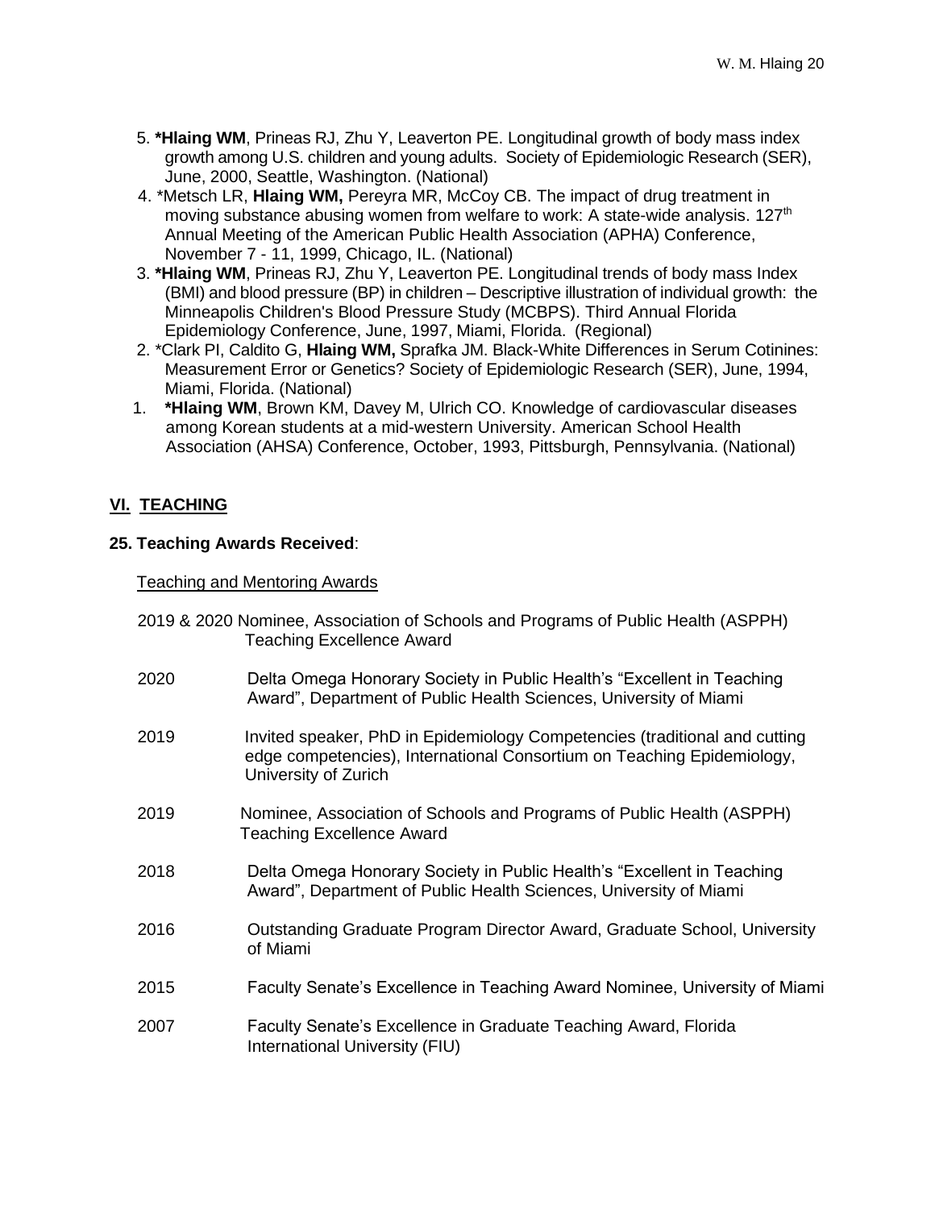5. **\*Hlaing WM**, Prineas RJ, Zhu Y, Leaverton PE. Longitudinal growth of body mass index growth among U.S. children and young adults. Society of Epidemiologic Research (SER), June, 2000, Seattle, Washington. (National)
4. \*Metsch LR, **Hlaing WM,** Pereyra MR, McCoy CB. The impact of drug treatment in moving substance abusing women from welfare to work: A state-wide analysis. 127th Annual Meeting of the American Public Health Association (APHA) Conference, November 7 - 11, 1999, Chicago, IL. (National)
3. **\*Hlaing WM**, Prineas RJ, Zhu Y, Leaverton PE. Longitudinal trends of body mass Index (BMI) and blood pressure (BP) in children – Descriptive illustration of individual growth: the Minneapolis Children's Blood Pressure Study (MCBPS). Third Annual Florida Epidemiology Conference, June, 1997, Miami, Florida. (Regional)
2. \*Clark PI, Caldito G, **Hlaing WM,** Sprafka JM. Black-White Differences in Serum Cotinines: Measurement Error or Genetics? Society of Epidemiologic Research (SER), June, 1994, Miami, Florida. (National)
1. **\*Hlaing WM**, Brown KM, Davey M, Ulrich CO. Knowledge of cardiovascular diseases among Korean students at a mid-western University. American School Health Association (AHSA) Conference, October, 1993, Pittsburgh, Pennsylvania. (National)

## VI. TEACHING

**25. Teaching Awards Received**:

Teaching and Mentoring Awards

2019 & 2020 Nominee, Association of Schools and Programs of Public Health (ASPPH) Teaching Excellence Award

2020 Delta Omega Honorary Society in Public Health's "Excellent in Teaching Award", Department of Public Health Sciences, University of Miami

2019 Invited speaker, PhD in Epidemiology Competencies (traditional and cutting edge competencies), International Consortium on Teaching Epidemiology, University of Zurich

2019 Nominee, Association of Schools and Programs of Public Health (ASPPH) Teaching Excellence Award

2018 Delta Omega Honorary Society in Public Health's "Excellent in Teaching Award", Department of Public Health Sciences, University of Miami

2016 Outstanding Graduate Program Director Award, Graduate School, University of Miami

2015 Faculty Senate's Excellence in Teaching Award Nominee, University of Miami

2007 Faculty Senate's Excellence in Graduate Teaching Award, Florida International University (FIU)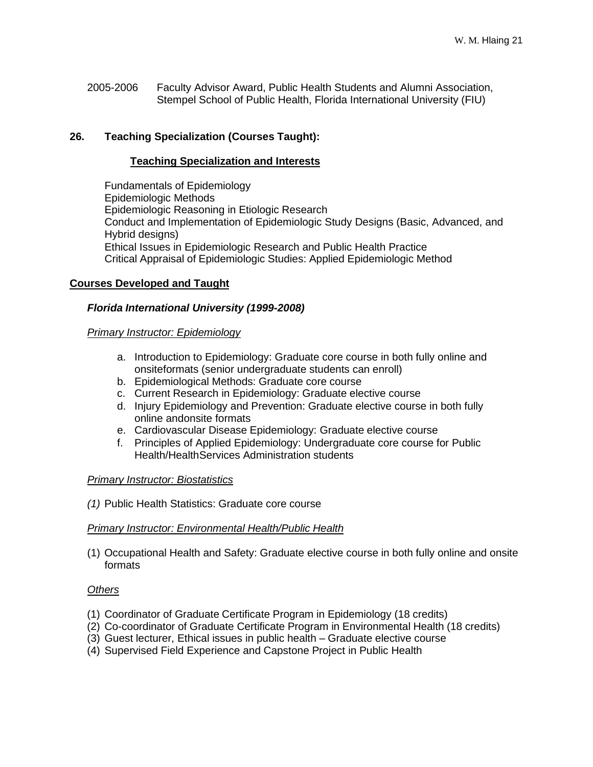2005-2006 Faculty Advisor Award, Public Health Students and Alumni Association, Stempel School of Public Health, Florida International University (FIU)

## 26. Teaching Specialization (Courses Taught):

### Teaching Specialization and Interests

Fundamentals of Epidemiology
Epidemiologic Methods
Epidemiologic Reasoning in Etiologic Research
Conduct and Implementation of Epidemiologic Study Designs (Basic, Advanced, and Hybrid designs)
Ethical Issues in Epidemiologic Research and Public Health Practice
Critical Appraisal of Epidemiologic Studies: Applied Epidemiologic Method

### Courses Developed and Taught

***Florida International University (1999-2008)***

*Primary Instructor: Epidemiology*

a. Introduction to Epidemiology: Graduate core course in both fully online and onsiteformats (senior undergraduate students can enroll)
b. Epidemiological Methods: Graduate core course
c. Current Research in Epidemiology: Graduate elective course
d. Injury Epidemiology and Prevention: Graduate elective course in both fully online andonsite formats
e. Cardiovascular Disease Epidemiology: Graduate elective course
f. Principles of Applied Epidemiology: Undergraduate core course for Public Health/HealthServices Administration students

*Primary Instructor: Biostatistics*

*(1)* Public Health Statistics: Graduate core course

*Primary Instructor: Environmental Health/Public Health*

(1) Occupational Health and Safety: Graduate elective course in both fully online and onsite formats

*Others*

(1) Coordinator of Graduate Certificate Program in Epidemiology (18 credits)
(2) Co-coordinator of Graduate Certificate Program in Environmental Health (18 credits)
(3) Guest lecturer, Ethical issues in public health – Graduate elective course
(4) Supervised Field Experience and Capstone Project in Public Health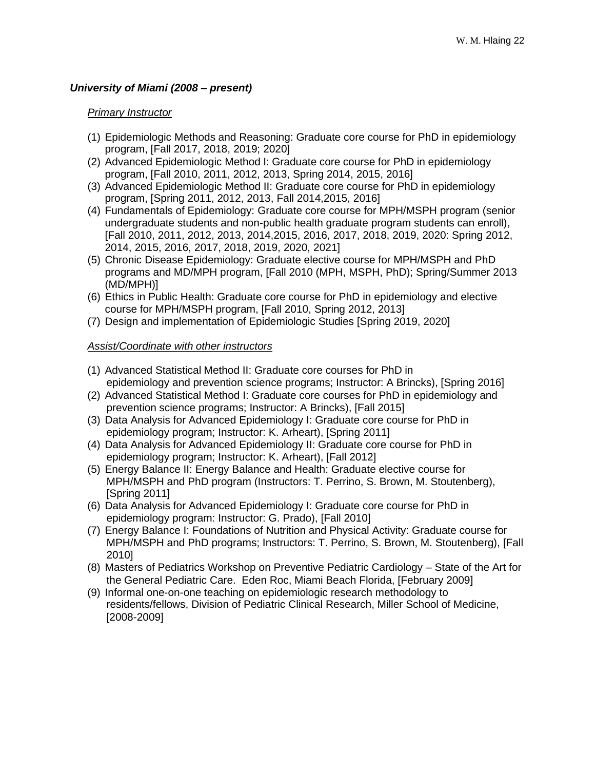***University of Miami (2008 – present)***

*Primary Instructor*

(1) Epidemiologic Methods and Reasoning: Graduate core course for PhD in epidemiology program, [Fall 2017, 2018, 2019; 2020]
(2) Advanced Epidemiologic Method I: Graduate core course for PhD in epidemiology program, [Fall 2010, 2011, 2012, 2013, Spring 2014, 2015, 2016]
(3) Advanced Epidemiologic Method II: Graduate core course for PhD in epidemiology program, [Spring 2011, 2012, 2013, Fall 2014,2015, 2016]
(4) Fundamentals of Epidemiology: Graduate core course for MPH/MSPH program (senior undergraduate students and non-public health graduate program students can enroll), [Fall 2010, 2011, 2012, 2013, 2014,2015, 2016, 2017, 2018, 2019, 2020: Spring 2012, 2014, 2015, 2016, 2017, 2018, 2019, 2020, 2021]
(5) Chronic Disease Epidemiology: Graduate elective course for MPH/MSPH and PhD programs and MD/MPH program, [Fall 2010 (MPH, MSPH, PhD); Spring/Summer 2013 (MD/MPH)]
(6) Ethics in Public Health: Graduate core course for PhD in epidemiology and elective course for MPH/MSPH program, [Fall 2010, Spring 2012, 2013]
(7) Design and implementation of Epidemiologic Studies [Spring 2019, 2020]

*Assist/Coordinate with other instructors*

(1) Advanced Statistical Method II: Graduate core courses for PhD in epidemiology and prevention science programs; Instructor: A Brincks), [Spring 2016]
(2) Advanced Statistical Method I: Graduate core courses for PhD in epidemiology and prevention science programs; Instructor: A Brincks), [Fall 2015]
(3) Data Analysis for Advanced Epidemiology I: Graduate core course for PhD in epidemiology program; Instructor: K. Arheart), [Spring 2011]
(4) Data Analysis for Advanced Epidemiology II: Graduate core course for PhD in epidemiology program; Instructor: K. Arheart), [Fall 2012]
(5) Energy Balance II: Energy Balance and Health: Graduate elective course for MPH/MSPH and PhD program (Instructors: T. Perrino, S. Brown, M. Stoutenberg), [Spring 2011]
(6) Data Analysis for Advanced Epidemiology I: Graduate core course for PhD in epidemiology program: Instructor: G. Prado), [Fall 2010]
(7) Energy Balance I: Foundations of Nutrition and Physical Activity: Graduate course for MPH/MSPH and PhD programs; Instructors: T. Perrino, S. Brown, M. Stoutenberg), [Fall 2010]
(8) Masters of Pediatrics Workshop on Preventive Pediatric Cardiology – State of the Art for the General Pediatric Care. Eden Roc, Miami Beach Florida, [February 2009]
(9) Informal one-on-one teaching on epidemiologic research methodology to residents/fellows, Division of Pediatric Clinical Research, Miller School of Medicine, [2008-2009]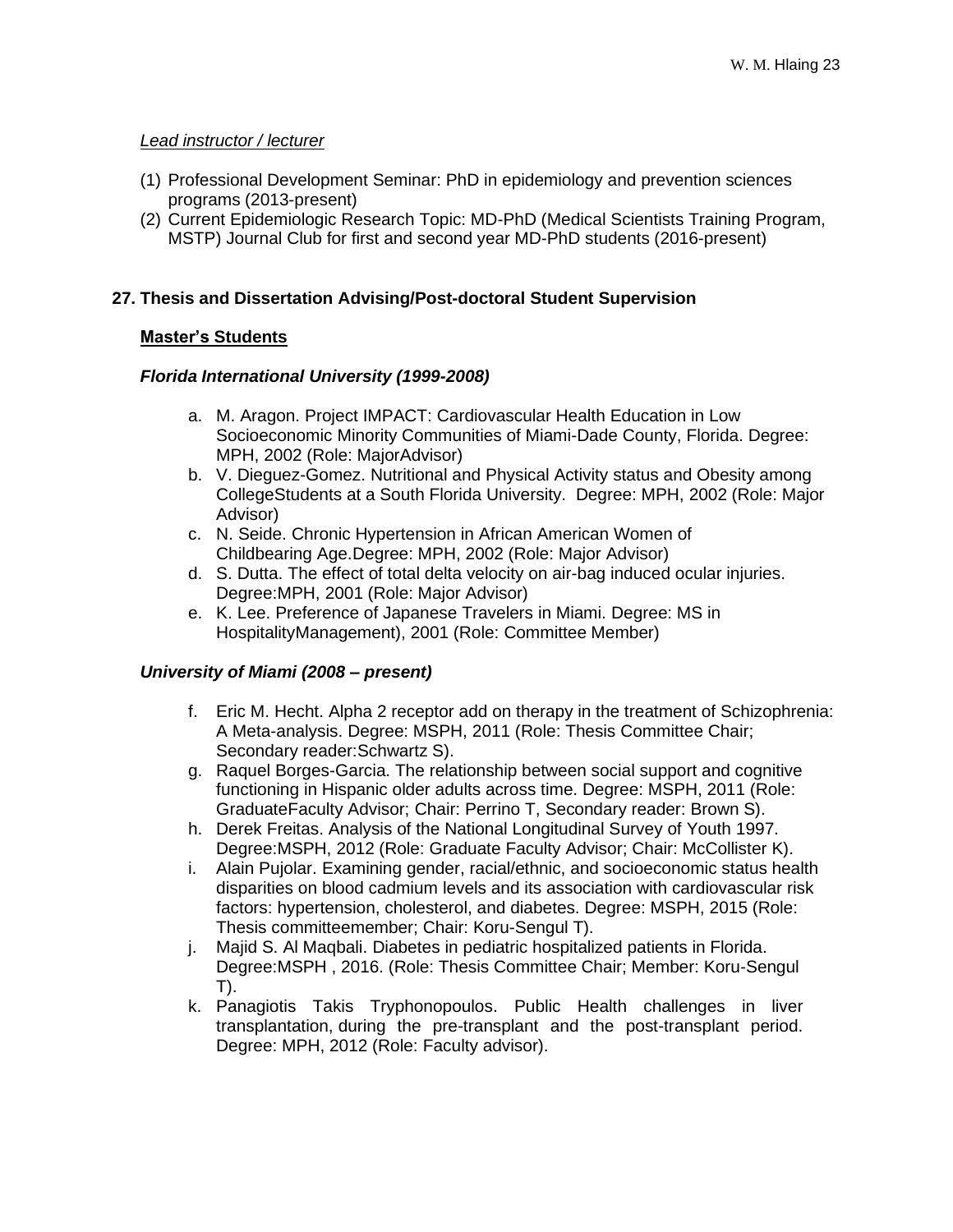*Lead instructor / lecturer*

(1) Professional Development Seminar: PhD in epidemiology and prevention sciences programs (2013-present)
(2) Current Epidemiologic Research Topic: MD-PhD (Medical Scientists Training Program, MSTP) Journal Club for first and second year MD-PhD students (2016-present)

## 27. Thesis and Dissertation Advising/Post-doctoral Student Supervision

### Master's Students

***Florida International University (1999-2008)***

a. M. Aragon. Project IMPACT: Cardiovascular Health Education in Low Socioeconomic Minority Communities of Miami-Dade County, Florida. Degree: MPH, 2002 (Role: MajorAdvisor)
b. V. Dieguez-Gomez. Nutritional and Physical Activity status and Obesity among CollegeStudents at a South Florida University. Degree: MPH, 2002 (Role: Major Advisor)
c. N. Seide. Chronic Hypertension in African American Women of Childbearing Age.Degree: MPH, 2002 (Role: Major Advisor)
d. S. Dutta. The effect of total delta velocity on air-bag induced ocular injuries. Degree:MPH, 2001 (Role: Major Advisor)
e. K. Lee. Preference of Japanese Travelers in Miami. Degree: MS in HospitalityManagement), 2001 (Role: Committee Member)

***University of Miami (2008 – present)***

f. Eric M. Hecht. Alpha 2 receptor add on therapy in the treatment of Schizophrenia: A Meta-analysis. Degree: MSPH, 2011 (Role: Thesis Committee Chair; Secondary reader:Schwartz S).
g. Raquel Borges-Garcia. The relationship between social support and cognitive functioning in Hispanic older adults across time. Degree: MSPH, 2011 (Role: GraduateFaculty Advisor; Chair: Perrino T, Secondary reader: Brown S).
h. Derek Freitas. Analysis of the National Longitudinal Survey of Youth 1997. Degree:MSPH, 2012 (Role: Graduate Faculty Advisor; Chair: McCollister K).
i. Alain Pujolar. Examining gender, racial/ethnic, and socioeconomic status health disparities on blood cadmium levels and its association with cardiovascular risk factors: hypertension, cholesterol, and diabetes. Degree: MSPH, 2015 (Role: Thesis committeemember; Chair: Koru-Sengul T).
j. Majid S. Al Maqbali. Diabetes in pediatric hospitalized patients in Florida. Degree:MSPH , 2016. (Role: Thesis Committee Chair; Member: Koru-Sengul T).
k. Panagiotis Takis Tryphonopoulos. Public Health challenges in liver transplantation, during the pre-transplant and the post-transplant period. Degree: MPH, 2012 (Role: Faculty advisor).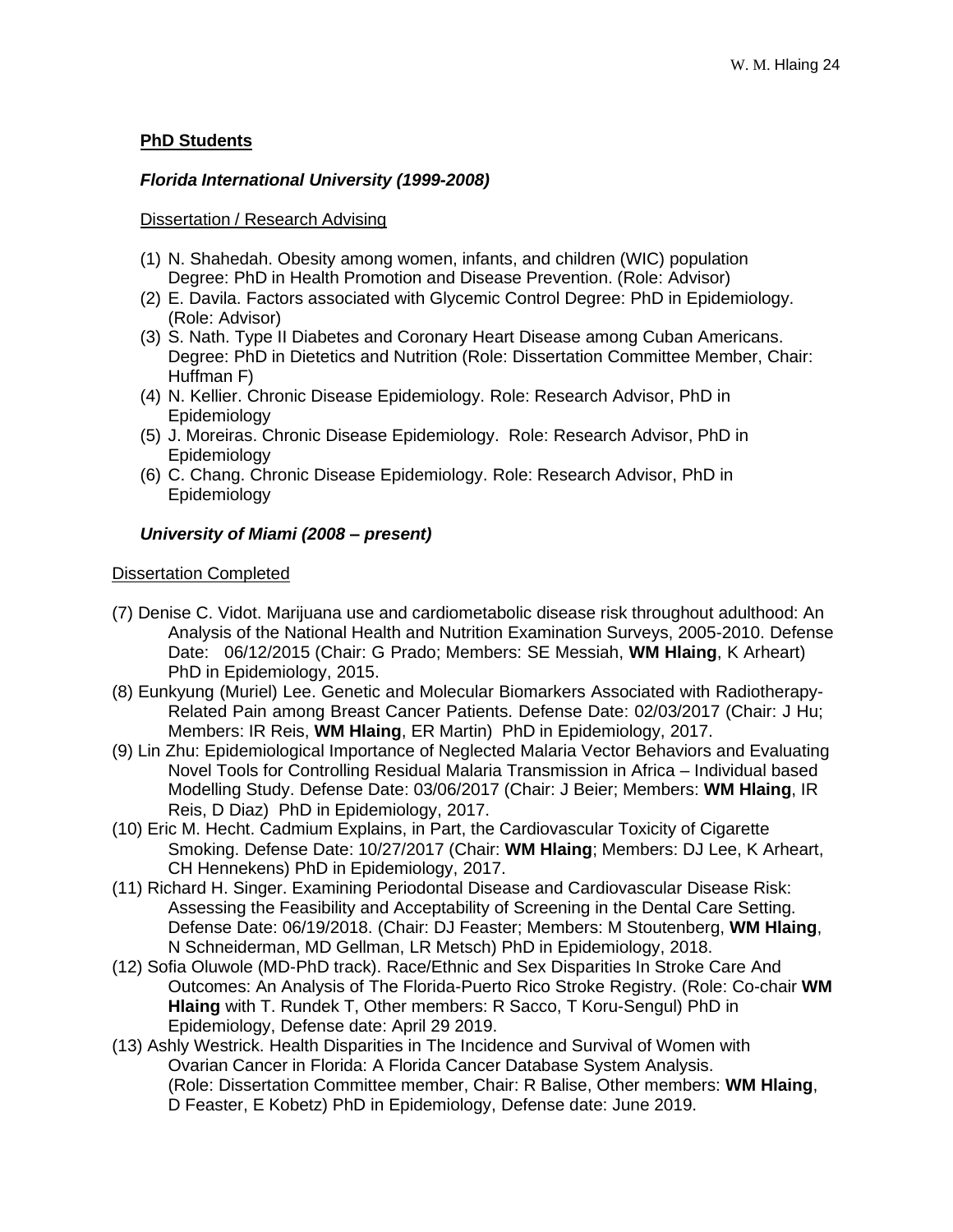**PhD Students**

***Florida International University (1999-2008)***

Dissertation / Research Advising

(1) N. Shahedah. Obesity among women, infants, and children (WIC) population Degree: PhD in Health Promotion and Disease Prevention. (Role: Advisor)
(2) E. Davila. Factors associated with Glycemic Control Degree: PhD in Epidemiology. (Role: Advisor)
(3) S. Nath. Type II Diabetes and Coronary Heart Disease among Cuban Americans. Degree: PhD in Dietetics and Nutrition (Role: Dissertation Committee Member, Chair: Huffman F)
(4) N. Kellier. Chronic Disease Epidemiology. Role: Research Advisor, PhD in Epidemiology
(5) J. Moreiras. Chronic Disease Epidemiology. Role: Research Advisor, PhD in Epidemiology
(6) C. Chang. Chronic Disease Epidemiology. Role: Research Advisor, PhD in Epidemiology

***University of Miami (2008 – present)***

Dissertation Completed

(7) Denise C. Vidot. Marijuana use and cardiometabolic disease risk throughout adulthood: An Analysis of the National Health and Nutrition Examination Surveys, 2005-2010. Defense Date: 06/12/2015 (Chair: G Prado; Members: SE Messiah, **WM Hlaing**, K Arheart) PhD in Epidemiology, 2015.
(8) Eunkyung (Muriel) Lee. Genetic and Molecular Biomarkers Associated with Radiotherapy-Related Pain among Breast Cancer Patients. Defense Date: 02/03/2017 (Chair: J Hu; Members: IR Reis, **WM Hlaing**, ER Martin) PhD in Epidemiology, 2017.
(9) Lin Zhu: Epidemiological Importance of Neglected Malaria Vector Behaviors and Evaluating Novel Tools for Controlling Residual Malaria Transmission in Africa – Individual based Modelling Study. Defense Date: 03/06/2017 (Chair: J Beier; Members: **WM Hlaing**, IR Reis, D Diaz) PhD in Epidemiology, 2017.
(10) Eric M. Hecht. Cadmium Explains, in Part, the Cardiovascular Toxicity of Cigarette Smoking. Defense Date: 10/27/2017 (Chair: **WM Hlaing**; Members: DJ Lee, K Arheart, CH Hennekens) PhD in Epidemiology, 2017.
(11) Richard H. Singer. Examining Periodontal Disease and Cardiovascular Disease Risk: Assessing the Feasibility and Acceptability of Screening in the Dental Care Setting. Defense Date: 06/19/2018. (Chair: DJ Feaster; Members: M Stoutenberg, **WM Hlaing**, N Schneiderman, MD Gellman, LR Metsch) PhD in Epidemiology, 2018.
(12) Sofia Oluwole (MD-PhD track). Race/Ethnic and Sex Disparities In Stroke Care And Outcomes: An Analysis of The Florida-Puerto Rico Stroke Registry. (Role: Co-chair **WM Hlaing** with T. Rundek T, Other members: R Sacco, T Koru-Sengul) PhD in Epidemiology, Defense date: April 29 2019.
(13) Ashly Westrick. Health Disparities in The Incidence and Survival of Women with Ovarian Cancer in Florida: A Florida Cancer Database System Analysis. (Role: Dissertation Committee member, Chair: R Balise, Other members: **WM Hlaing**, D Feaster, E Kobetz) PhD in Epidemiology, Defense date: June 2019.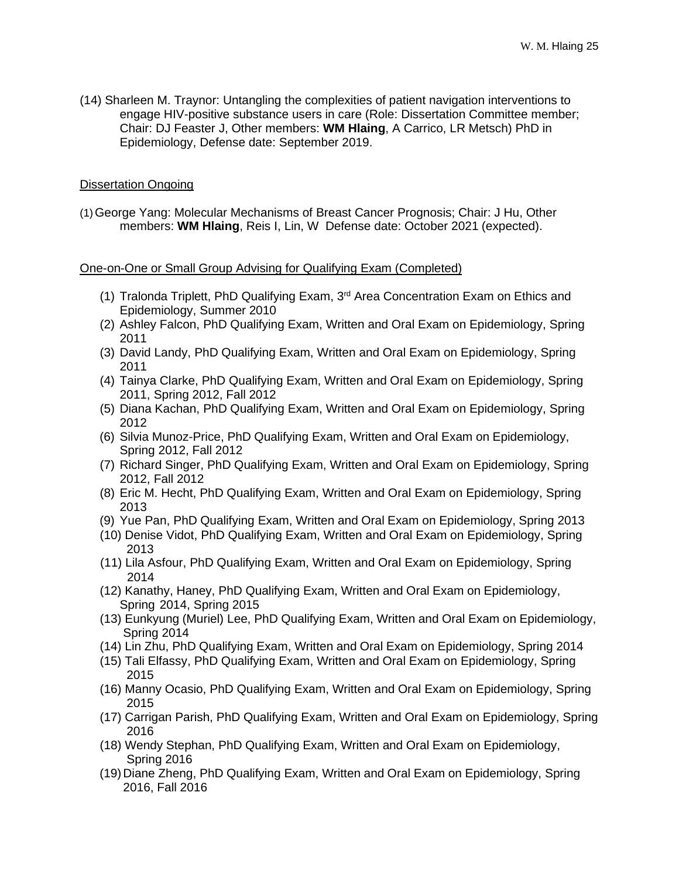(14) Sharleen M. Traynor: Untangling the complexities of patient navigation interventions to engage HIV-positive substance users in care (Role: Dissertation Committee member; Chair: DJ Feaster J, Other members: **WM Hlaing**, A Carrico, LR Metsch) PhD in Epidemiology, Defense date: September 2019.

<u>Dissertation Ongoing</u>

(1) George Yang: Molecular Mechanisms of Breast Cancer Prognosis; Chair: J Hu, Other members: **WM Hlaing**, Reis I, Lin, W Defense date: October 2021 (expected).

<u>One-on-One or Small Group Advising for Qualifying Exam (Completed)</u>

(1) Tralonda Triplett, PhD Qualifying Exam, 3rd Area Concentration Exam on Ethics and Epidemiology, Summer 2010
(2) Ashley Falcon, PhD Qualifying Exam, Written and Oral Exam on Epidemiology, Spring 2011
(3) David Landy, PhD Qualifying Exam, Written and Oral Exam on Epidemiology, Spring 2011
(4) Tainya Clarke, PhD Qualifying Exam, Written and Oral Exam on Epidemiology, Spring 2011, Spring 2012, Fall 2012
(5) Diana Kachan, PhD Qualifying Exam, Written and Oral Exam on Epidemiology, Spring 2012
(6) Silvia Munoz-Price, PhD Qualifying Exam, Written and Oral Exam on Epidemiology, Spring 2012, Fall 2012
(7) Richard Singer, PhD Qualifying Exam, Written and Oral Exam on Epidemiology, Spring 2012, Fall 2012
(8) Eric M. Hecht, PhD Qualifying Exam, Written and Oral Exam on Epidemiology, Spring 2013
(9) Yue Pan, PhD Qualifying Exam, Written and Oral Exam on Epidemiology, Spring 2013
(10) Denise Vidot, PhD Qualifying Exam, Written and Oral Exam on Epidemiology, Spring 2013
(11) Lila Asfour, PhD Qualifying Exam, Written and Oral Exam on Epidemiology, Spring 2014
(12) Kanathy, Haney, PhD Qualifying Exam, Written and Oral Exam on Epidemiology, Spring 2014, Spring 2015
(13) Eunkyung (Muriel) Lee, PhD Qualifying Exam, Written and Oral Exam on Epidemiology, Spring 2014
(14) Lin Zhu, PhD Qualifying Exam, Written and Oral Exam on Epidemiology, Spring 2014
(15) Tali Elfassy, PhD Qualifying Exam, Written and Oral Exam on Epidemiology, Spring 2015
(16) Manny Ocasio, PhD Qualifying Exam, Written and Oral Exam on Epidemiology, Spring 2015
(17) Carrigan Parish, PhD Qualifying Exam, Written and Oral Exam on Epidemiology, Spring 2016
(18) Wendy Stephan, PhD Qualifying Exam, Written and Oral Exam on Epidemiology, Spring 2016
(19) Diane Zheng, PhD Qualifying Exam, Written and Oral Exam on Epidemiology, Spring 2016, Fall 2016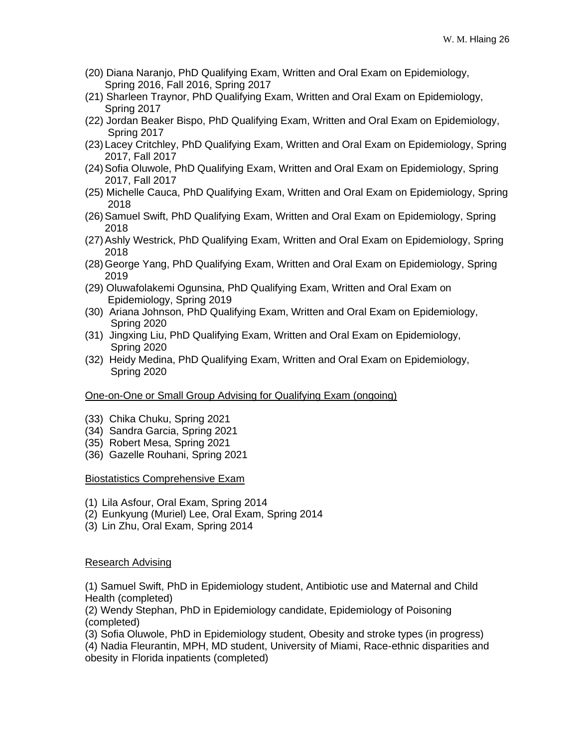(20) Diana Naranjo, PhD Qualifying Exam, Written and Oral Exam on Epidemiology, Spring 2016, Fall 2016, Spring 2017
(21) Sharleen Traynor, PhD Qualifying Exam, Written and Oral Exam on Epidemiology, Spring 2017
(22) Jordan Beaker Bispo, PhD Qualifying Exam, Written and Oral Exam on Epidemiology, Spring 2017
(23) Lacey Critchley, PhD Qualifying Exam, Written and Oral Exam on Epidemiology, Spring 2017, Fall 2017
(24) Sofia Oluwole, PhD Qualifying Exam, Written and Oral Exam on Epidemiology, Spring 2017, Fall 2017
(25) Michelle Cauca, PhD Qualifying Exam, Written and Oral Exam on Epidemiology, Spring 2018
(26) Samuel Swift, PhD Qualifying Exam, Written and Oral Exam on Epidemiology, Spring 2018
(27) Ashly Westrick, PhD Qualifying Exam, Written and Oral Exam on Epidemiology, Spring 2018
(28) George Yang, PhD Qualifying Exam, Written and Oral Exam on Epidemiology, Spring 2019
(29) Oluwafolakemi Ogunsina, PhD Qualifying Exam, Written and Oral Exam on Epidemiology, Spring 2019
(30) Ariana Johnson, PhD Qualifying Exam, Written and Oral Exam on Epidemiology, Spring 2020
(31) Jingxing Liu, PhD Qualifying Exam, Written and Oral Exam on Epidemiology, Spring 2020
(32) Heidy Medina, PhD Qualifying Exam, Written and Oral Exam on Epidemiology, Spring 2020

One-on-One or Small Group Advising for Qualifying Exam (ongoing)

(33) Chika Chuku, Spring 2021
(34) Sandra Garcia, Spring 2021
(35) Robert Mesa, Spring 2021
(36) Gazelle Rouhani, Spring 2021

Biostatistics Comprehensive Exam

(1) Lila Asfour, Oral Exam, Spring 2014
(2) Eunkyung (Muriel) Lee, Oral Exam, Spring 2014
(3) Lin Zhu, Oral Exam, Spring 2014

Research Advising

(1) Samuel Swift, PhD in Epidemiology student, Antibiotic use and Maternal and Child Health (completed)
(2) Wendy Stephan, PhD in Epidemiology candidate, Epidemiology of Poisoning (completed)
(3) Sofia Oluwole, PhD in Epidemiology student, Obesity and stroke types (in progress)
(4) Nadia Fleurantin, MPH, MD student, University of Miami, Race-ethnic disparities and obesity in Florida inpatients (completed)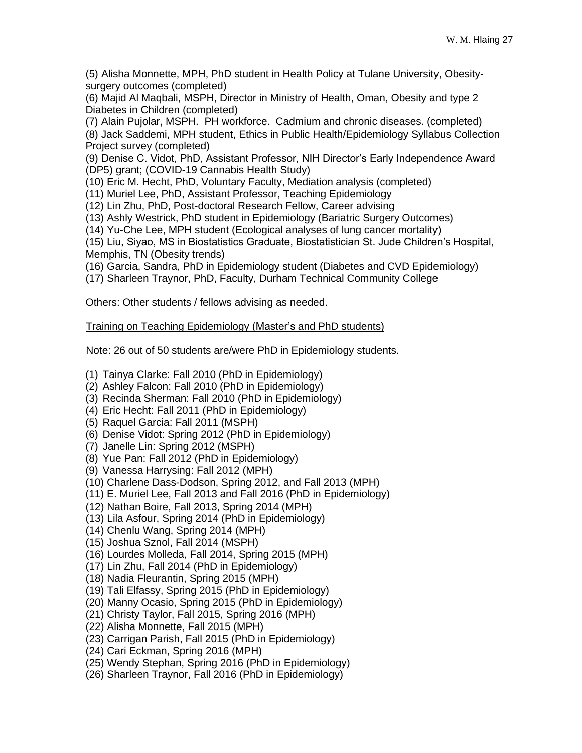(5) Alisha Monnette, MPH, PhD student in Health Policy at Tulane University, Obesity-surgery outcomes (completed)
(6) Majid Al Maqbali, MSPH, Director in Ministry of Health, Oman, Obesity and type 2 Diabetes in Children (completed)
(7) Alain Pujolar, MSPH. PH workforce. Cadmium and chronic diseases. (completed)
(8) Jack Saddemi, MPH student, Ethics in Public Health/Epidemiology Syllabus Collection Project survey (completed)
(9) Denise C. Vidot, PhD, Assistant Professor, NIH Director's Early Independence Award (DP5) grant; (COVID-19 Cannabis Health Study)
(10) Eric M. Hecht, PhD, Voluntary Faculty, Mediation analysis (completed)
(11) Muriel Lee, PhD, Assistant Professor, Teaching Epidemiology
(12) Lin Zhu, PhD, Post-doctoral Research Fellow, Career advising
(13) Ashly Westrick, PhD student in Epidemiology (Bariatric Surgery Outcomes)
(14) Yu-Che Lee, MPH student (Ecological analyses of lung cancer mortality)
(15) Liu, Siyao, MS in Biostatistics Graduate, Biostatistician St. Jude Children's Hospital, Memphis, TN (Obesity trends)
(16) Garcia, Sandra, PhD in Epidemiology student (Diabetes and CVD Epidemiology)
(17) Sharleen Traynor, PhD, Faculty, Durham Technical Community College

Others: Other students / fellows advising as needed.

<u>Training on Teaching Epidemiology (Master's and PhD students)</u>

Note: 26 out of 50 students are/were PhD in Epidemiology students.

(1) Tainya Clarke: Fall 2010 (PhD in Epidemiology)
(2) Ashley Falcon: Fall 2010 (PhD in Epidemiology)
(3) Recinda Sherman: Fall 2010 (PhD in Epidemiology)
(4) Eric Hecht: Fall 2011 (PhD in Epidemiology)
(5) Raquel Garcia: Fall 2011 (MSPH)
(6) Denise Vidot: Spring 2012 (PhD in Epidemiology)
(7) Janelle Lin: Spring 2012 (MSPH)
(8) Yue Pan: Fall 2012 (PhD in Epidemiology)
(9) Vanessa Harrysing: Fall 2012 (MPH)
(10) Charlene Dass-Dodson, Spring 2012, and Fall 2013 (MPH)
(11) E. Muriel Lee, Fall 2013 and Fall 2016 (PhD in Epidemiology)
(12) Nathan Boire, Fall 2013, Spring 2014 (MPH)
(13) Lila Asfour, Spring 2014 (PhD in Epidemiology)
(14) Chenlu Wang, Spring 2014 (MPH)
(15) Joshua Sznol, Fall 2014 (MSPH)
(16) Lourdes Molleda, Fall 2014, Spring 2015 (MPH)
(17) Lin Zhu, Fall 2014 (PhD in Epidemiology)
(18) Nadia Fleurantin, Spring 2015 (MPH)
(19) Tali Elfassy, Spring 2015 (PhD in Epidemiology)
(20) Manny Ocasio, Spring 2015 (PhD in Epidemiology)
(21) Christy Taylor, Fall 2015, Spring 2016 (MPH)
(22) Alisha Monnette, Fall 2015 (MPH)
(23) Carrigan Parish, Fall 2015 (PhD in Epidemiology)
(24) Cari Eckman, Spring 2016 (MPH)
(25) Wendy Stephan, Spring 2016 (PhD in Epidemiology)
(26) Sharleen Traynor, Fall 2016 (PhD in Epidemiology)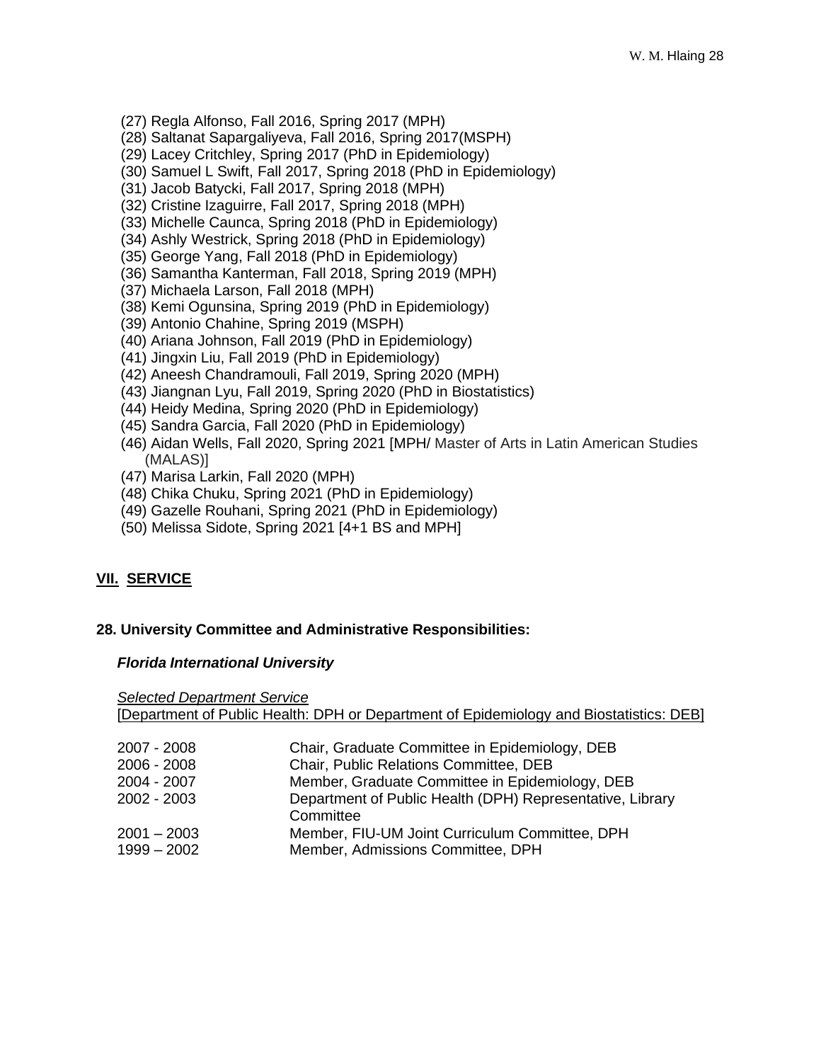(27) Regla Alfonso, Fall 2016, Spring 2017 (MPH)
(28) Saltanat Sapargaliyeva, Fall 2016, Spring 2017(MSPH)
(29) Lacey Critchley, Spring 2017 (PhD in Epidemiology)
(30) Samuel L Swift, Fall 2017, Spring 2018 (PhD in Epidemiology)
(31) Jacob Batycki, Fall 2017, Spring 2018 (MPH)
(32) Cristine Izaguirre, Fall 2017, Spring 2018 (MPH)
(33) Michelle Caunca, Spring 2018 (PhD in Epidemiology)
(34) Ashly Westrick, Spring 2018 (PhD in Epidemiology)
(35) George Yang, Fall 2018 (PhD in Epidemiology)
(36) Samantha Kanterman, Fall 2018, Spring 2019 (MPH)
(37) Michaela Larson, Fall 2018 (MPH)
(38) Kemi Ogunsina, Spring 2019 (PhD in Epidemiology)
(39) Antonio Chahine, Spring 2019 (MSPH)
(40) Ariana Johnson, Fall 2019 (PhD in Epidemiology)
(41) Jingxin Liu, Fall 2019 (PhD in Epidemiology)
(42) Aneesh Chandramouli, Fall 2019, Spring 2020 (MPH)
(43) Jiangnan Lyu, Fall 2019, Spring 2020 (PhD in Biostatistics)
(44) Heidy Medina, Spring 2020 (PhD in Epidemiology)
(45) Sandra Garcia, Fall 2020 (PhD in Epidemiology)
(46) Aidan Wells, Fall 2020, Spring 2021 [MPH/ Master of Arts in Latin American Studies (MALAS)]
(47) Marisa Larkin, Fall 2020 (MPH)
(48) Chika Chuku, Spring 2021 (PhD in Epidemiology)
(49) Gazelle Rouhani, Spring 2021 (PhD in Epidemiology)
(50) Melissa Sidote, Spring 2021 [4+1 BS and MPH]

## VII. SERVICE

### 28. University Committee and Administrative Responsibilities:

***Florida International University***

*Selected Department Service*
[Department of Public Health: DPH or Department of Epidemiology and Biostatistics: DEB]

| | |
|---|---|
| 2007 - 2008 | Chair, Graduate Committee in Epidemiology, DEB |
| 2006 - 2008 | Chair, Public Relations Committee, DEB |
| 2004 - 2007 | Member, Graduate Committee in Epidemiology, DEB |
| 2002 - 2003 | Department of Public Health (DPH) Representative, Library Committee |
| 2001 – 2003 | Member, FIU-UM Joint Curriculum Committee, DPH |
| 1999 – 2002 | Member, Admissions Committee, DPH |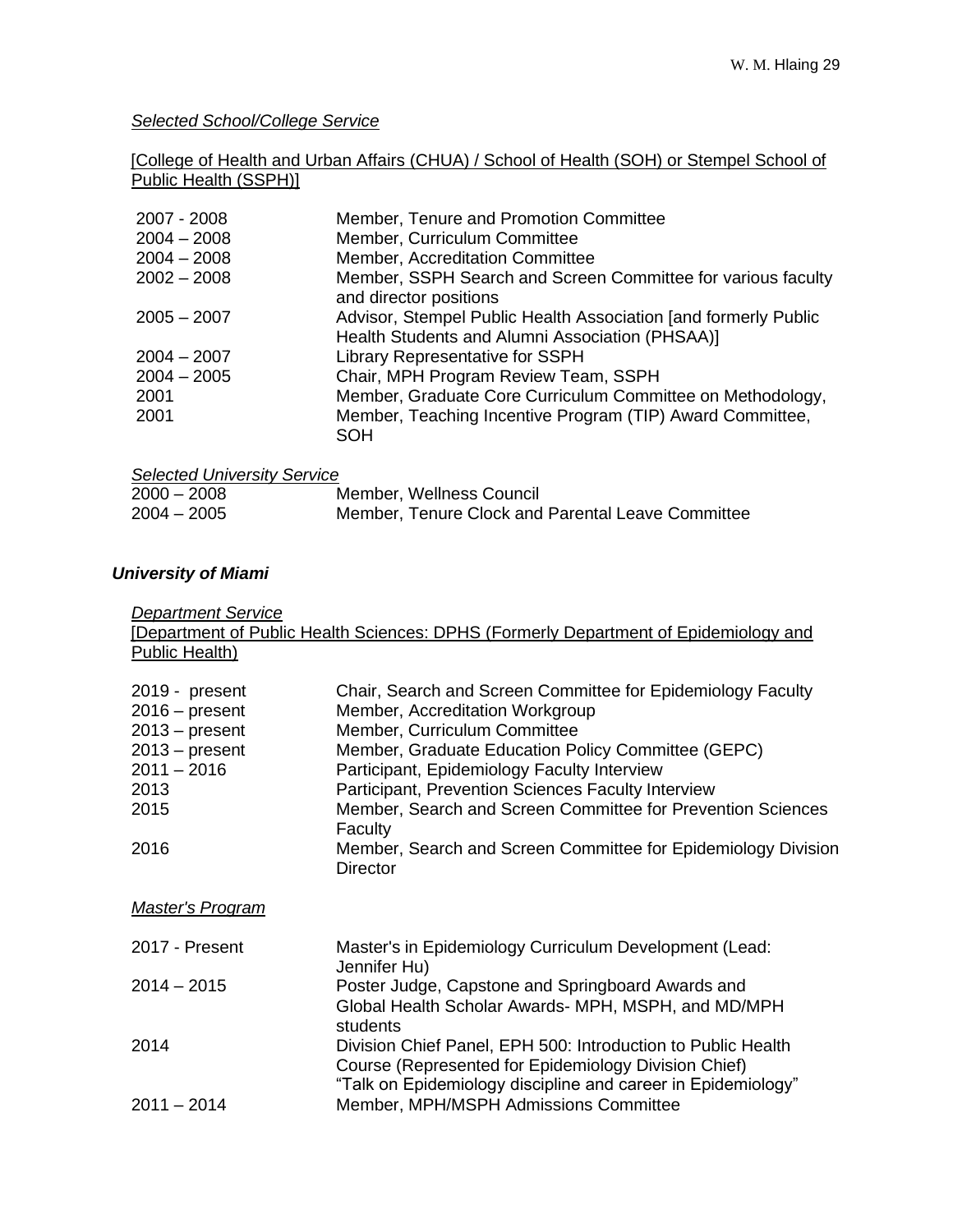*Selected School/College Service*

[College of Health and Urban Affairs (CHUA) / School of Health (SOH) or Stempel School of Public Health (SSPH)]

| | |
|---|---|
| 2007 - 2008 | Member, Tenure and Promotion Committee |
| 2004 – 2008 | Member, Curriculum Committee |
| 2004 – 2008 | Member, Accreditation Committee |
| 2002 – 2008 | Member, SSPH Search and Screen Committee for various faculty and director positions |
| 2005 – 2007 | Advisor, Stempel Public Health Association [and formerly Public Health Students and Alumni Association (PHSAA)] |
| 2004 – 2007 | Library Representative for SSPH |
| 2004 – 2005 | Chair, MPH Program Review Team, SSPH |
| 2001 | Member, Graduate Core Curriculum Committee on Methodology, |
| 2001 | Member, Teaching Incentive Program (TIP) Award Committee, SOH |

*Selected University Service*

| | |
|---|---|
| 2000 – 2008 | Member, Wellness Council |
| 2004 – 2005 | Member, Tenure Clock and Parental Leave Committee |

### *University of Miami*

*Department Service*

[Department of Public Health Sciences: DPHS (Formerly Department of Epidemiology and Public Health)

| | |
|---|---|
| 2019 - present | Chair, Search and Screen Committee for Epidemiology Faculty |
| 2016 – present | Member, Accreditation Workgroup |
| 2013 – present | Member, Curriculum Committee |
| 2013 – present | Member, Graduate Education Policy Committee (GEPC) |
| 2011 – 2016 | Participant, Epidemiology Faculty Interview |
| 2013 | Participant, Prevention Sciences Faculty Interview |
| 2015 | Member, Search and Screen Committee for Prevention Sciences Faculty |
| 2016 | Member, Search and Screen Committee for Epidemiology Division Director |

*Master's Program*

| | |
|---|---|
| 2017 - Present | Master's in Epidemiology Curriculum Development (Lead: Jennifer Hu) |
| 2014 – 2015 | Poster Judge, Capstone and Springboard Awards and Global Health Scholar Awards- MPH, MSPH, and MD/MPH students |
| 2014 | Division Chief Panel, EPH 500: Introduction to Public Health Course (Represented for Epidemiology Division Chief) "Talk on Epidemiology discipline and career in Epidemiology" |
| 2011 – 2014 | Member, MPH/MSPH Admissions Committee |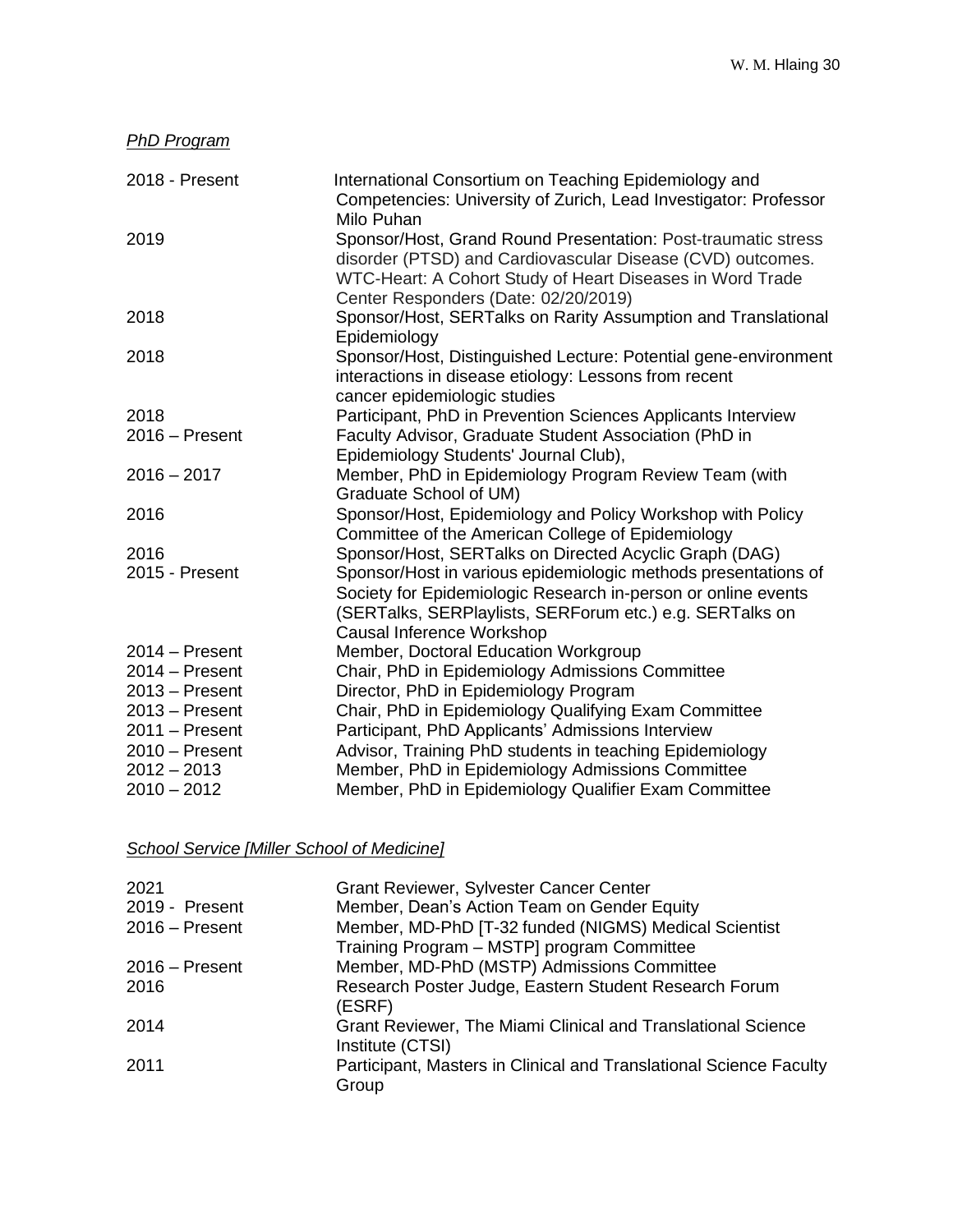*PhD Program*

| | |
|---|---|
| 2018 - Present | International Consortium on Teaching Epidemiology and Competencies: University of Zurich, Lead Investigator: Professor Milo Puhan |
| 2019 | Sponsor/Host, Grand Round Presentation: Post-traumatic stress disorder (PTSD) and Cardiovascular Disease (CVD) outcomes. WTC-Heart: A Cohort Study of Heart Diseases in Word Trade Center Responders (Date: 02/20/2019) |
| 2018 | Sponsor/Host, SERTalks on Rarity Assumption and Translational Epidemiology |
| 2018 | Sponsor/Host, Distinguished Lecture: Potential gene-environment interactions in disease etiology: Lessons from recent cancer epidemiologic studies |
| 2018 | Participant, PhD in Prevention Sciences Applicants Interview |
| 2016 – Present | Faculty Advisor, Graduate Student Association (PhD in Epidemiology Students' Journal Club), |
| 2016 – 2017 | Member, PhD in Epidemiology Program Review Team (with Graduate School of UM) |
| 2016 | Sponsor/Host, Epidemiology and Policy Workshop with Policy Committee of the American College of Epidemiology |
| 2016 | Sponsor/Host, SERTalks on Directed Acyclic Graph (DAG) |
| 2015 - Present | Sponsor/Host in various epidemiologic methods presentations of Society for Epidemiologic Research in-person or online events (SERTalks, SERPlaylists, SERForum etc.) e.g. SERTalks on Causal Inference Workshop |
| 2014 – Present | Member, Doctoral Education Workgroup |
| 2014 – Present | Chair, PhD in Epidemiology Admissions Committee |
| 2013 – Present | Director, PhD in Epidemiology Program |
| 2013 – Present | Chair, PhD in Epidemiology Qualifying Exam Committee |
| 2011 – Present | Participant, PhD Applicants' Admissions Interview |
| 2010 – Present | Advisor, Training PhD students in teaching Epidemiology |
| 2012 – 2013 | Member, PhD in Epidemiology Admissions Committee |
| 2010 – 2012 | Member, PhD in Epidemiology Qualifier Exam Committee |

*School Service [Miller School of Medicine]*

| | |
|---|---|
| 2021 | Grant Reviewer, Sylvester Cancer Center |
| 2019 - Present | Member, Dean's Action Team on Gender Equity |
| 2016 – Present | Member, MD-PhD [T-32 funded (NIGMS) Medical Scientist Training Program – MSTP] program Committee |
| 2016 – Present | Member, MD-PhD (MSTP) Admissions Committee |
| 2016 | Research Poster Judge, Eastern Student Research Forum (ESRF) |
| 2014 | Grant Reviewer, The Miami Clinical and Translational Science Institute (CTSI) |
| 2011 | Participant, Masters in Clinical and Translational Science Faculty Group |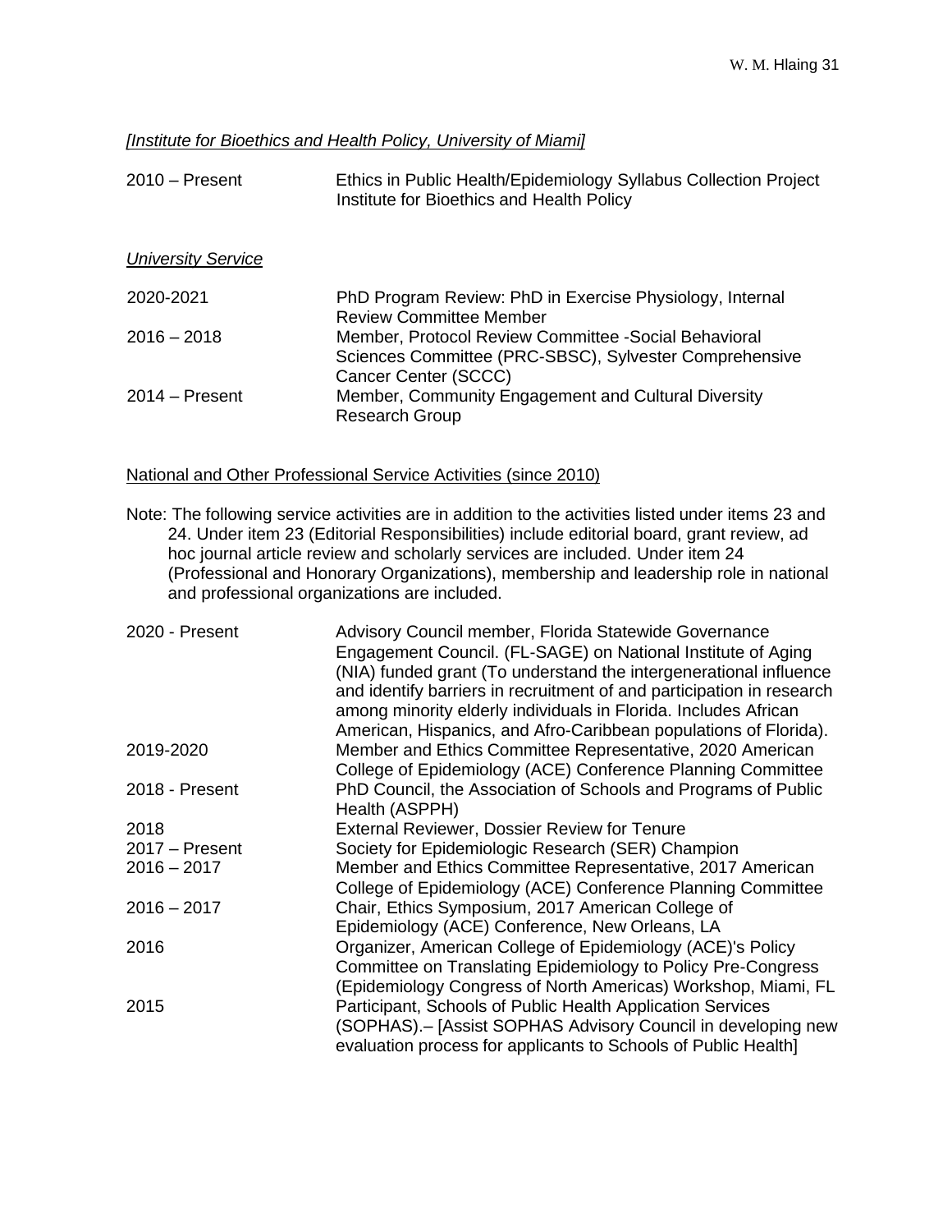*[Institute for Bioethics and Health Policy, University of Miami]*

| | |
|---|---|
| 2010 – Present | Ethics in Public Health/Epidemiology Syllabus Collection Project Institute for Bioethics and Health Policy |

*University Service*

| | |
|---|---|
| 2020-2021 | PhD Program Review: PhD in Exercise Physiology, Internal Review Committee Member |
| 2016 – 2018 | Member, Protocol Review Committee -Social Behavioral Sciences Committee (PRC-SBSC), Sylvester Comprehensive Cancer Center (SCCC) |
| 2014 – Present | Member, Community Engagement and Cultural Diversity Research Group |

National and Other Professional Service Activities (since 2010)

Note: The following service activities are in addition to the activities listed under items 23 and 24. Under item 23 (Editorial Responsibilities) include editorial board, grant review, ad hoc journal article review and scholarly services are included. Under item 24 (Professional and Honorary Organizations), membership and leadership role in national and professional organizations are included.

| | |
|---|---|
| 2020 - Present | Advisory Council member, Florida Statewide Governance Engagement Council. (FL-SAGE) on National Institute of Aging (NIA) funded grant (To understand the intergenerational influence and identify barriers in recruitment of and participation in research among minority elderly individuals in Florida. Includes African American, Hispanics, and Afro-Caribbean populations of Florida). |
| 2019-2020 | Member and Ethics Committee Representative, 2020 American College of Epidemiology (ACE) Conference Planning Committee |
| 2018 - Present | PhD Council, the Association of Schools and Programs of Public Health (ASPPH) |
| 2018 | External Reviewer, Dossier Review for Tenure |
| 2017 – Present | Society for Epidemiologic Research (SER) Champion |
| 2016 – 2017 | Member and Ethics Committee Representative, 2017 American College of Epidemiology (ACE) Conference Planning Committee |
| 2016 – 2017 | Chair, Ethics Symposium, 2017 American College of Epidemiology (ACE) Conference, New Orleans, LA |
| 2016 | Organizer, American College of Epidemiology (ACE)'s Policy Committee on Translating Epidemiology to Policy Pre-Congress (Epidemiology Congress of North Americas) Workshop, Miami, FL |
| 2015 | Participant, Schools of Public Health Application Services (SOPHAS).– [Assist SOPHAS Advisory Council in developing new evaluation process for applicants to Schools of Public Health] |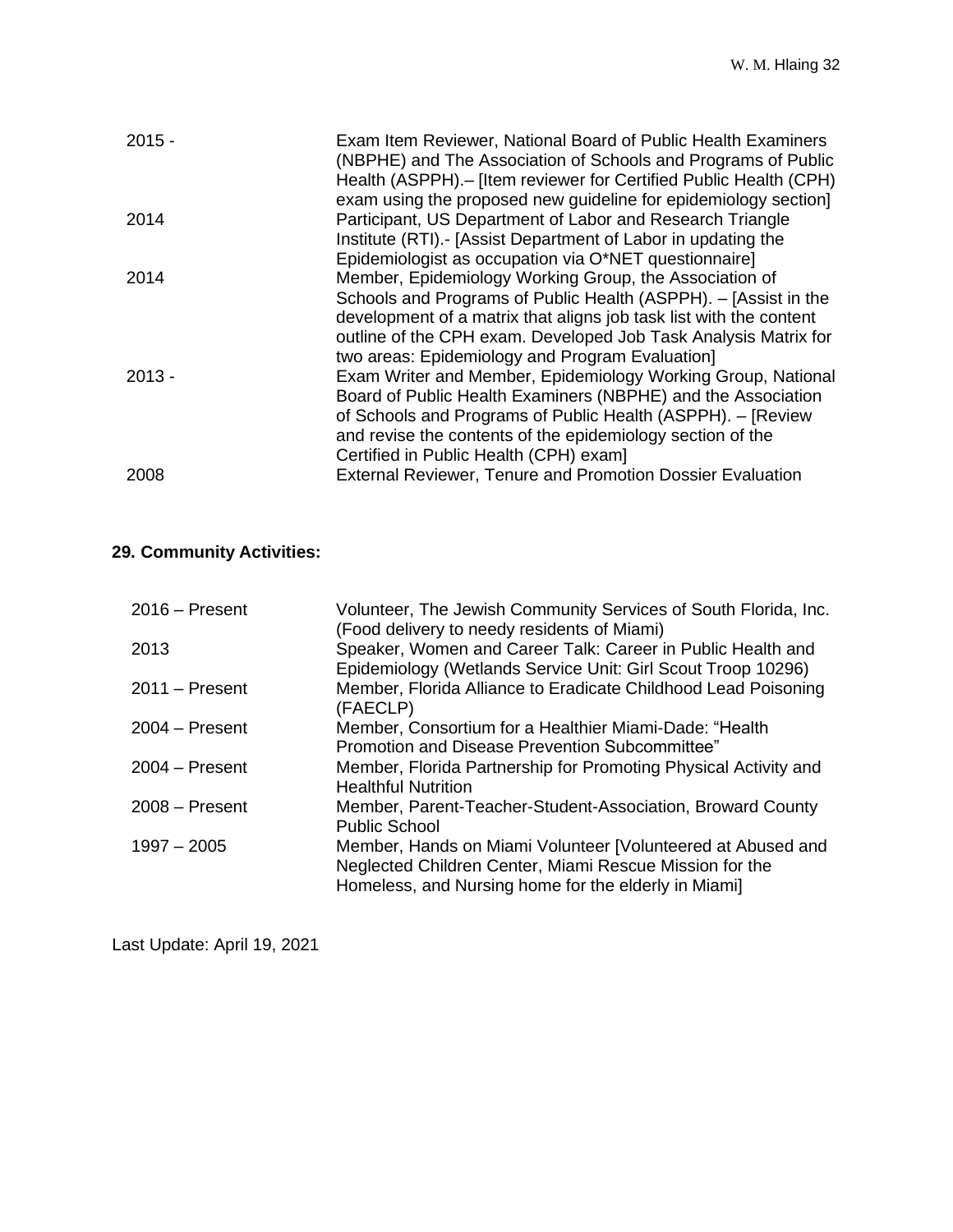| | |
|---|---|
| 2015 - | Exam Item Reviewer, National Board of Public Health Examiners (NBPHE) and The Association of Schools and Programs of Public Health (ASPPH).– [Item reviewer for Certified Public Health (CPH) exam using the proposed new guideline for epidemiology section] |
| 2014 | Participant, US Department of Labor and Research Triangle Institute (RTI).- [Assist Department of Labor in updating the Epidemiologist as occupation via O*NET questionnaire] |
| 2014 | Member, Epidemiology Working Group, the Association of Schools and Programs of Public Health (ASPPH). – [Assist in the development of a matrix that aligns job task list with the content outline of the CPH exam. Developed Job Task Analysis Matrix for two areas: Epidemiology and Program Evaluation] |
| 2013 - | Exam Writer and Member, Epidemiology Working Group, National Board of Public Health Examiners (NBPHE) and the Association of Schools and Programs of Public Health (ASPPH). – [Review and revise the contents of the epidemiology section of the Certified in Public Health (CPH) exam] |
| 2008 | External Reviewer, Tenure and Promotion Dossier Evaluation |

**29. Community Activities:**

| | |
|---|---|
| 2016 – Present | Volunteer, The Jewish Community Services of South Florida, Inc. (Food delivery to needy residents of Miami) |
| 2013 | Speaker, Women and Career Talk: Career in Public Health and Epidemiology (Wetlands Service Unit: Girl Scout Troop 10296) |
| 2011 – Present | Member, Florida Alliance to Eradicate Childhood Lead Poisoning (FAECLP) |
| 2004 – Present | Member, Consortium for a Healthier Miami-Dade: "Health Promotion and Disease Prevention Subcommittee" |
| 2004 – Present | Member, Florida Partnership for Promoting Physical Activity and Healthful Nutrition |
| 2008 – Present | Member, Parent-Teacher-Student-Association, Broward County Public School |
| 1997 – 2005 | Member, Hands on Miami Volunteer [Volunteered at Abused and Neglected Children Center, Miami Rescue Mission for the Homeless, and Nursing home for the elderly in Miami] |

Last Update: April 19, 2021